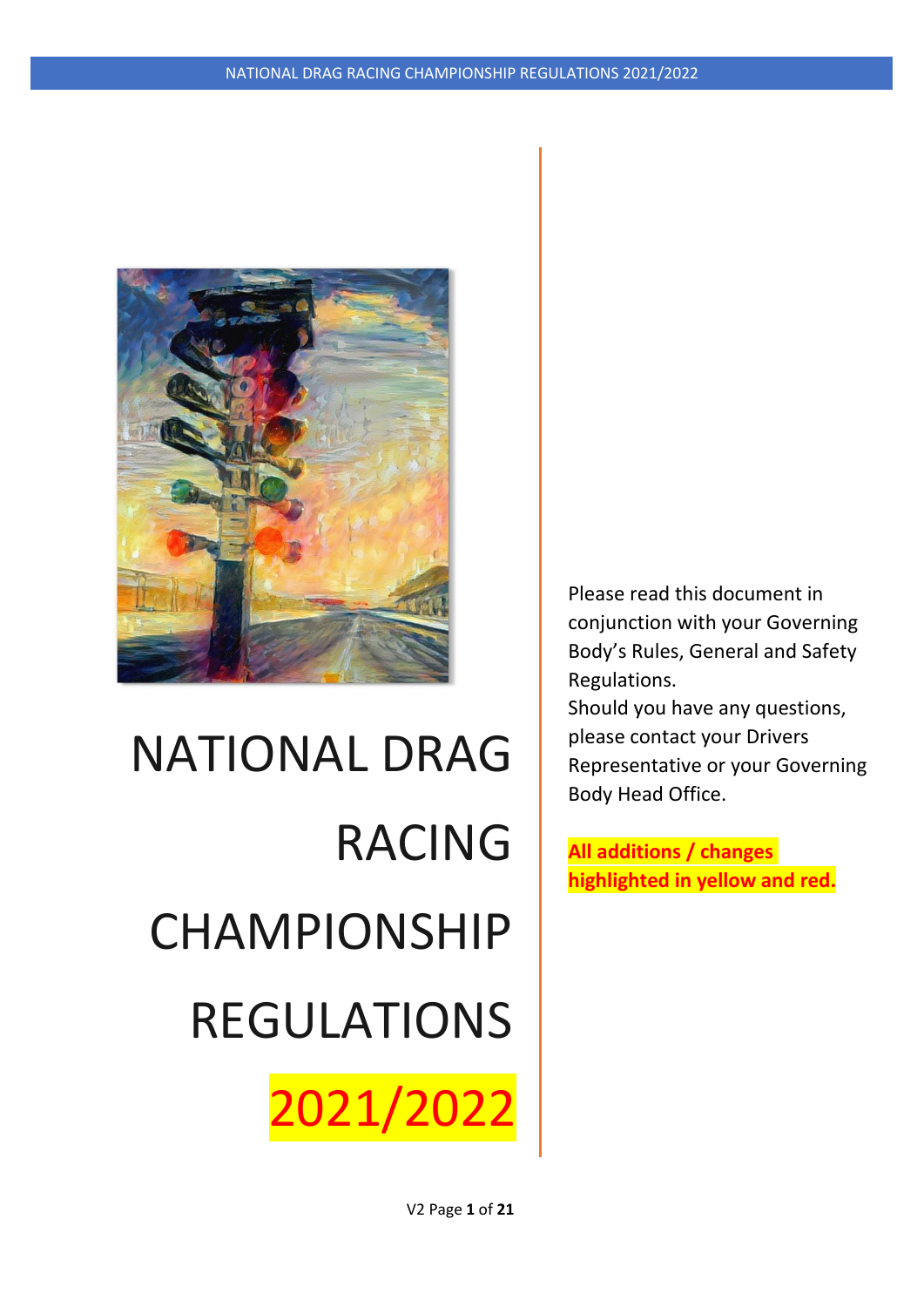# NATIONAL DRAG RACING CHAMPIONSHIP REGULATIONS 2021/2022

Please read this document in conjunction with your Governing Body's Rules, General and Safety Regulations.

Should you have any questions, please contact your Drivers Representative or your Governing Body Head Office.

**All additions / changes highlighted in yellow and red.**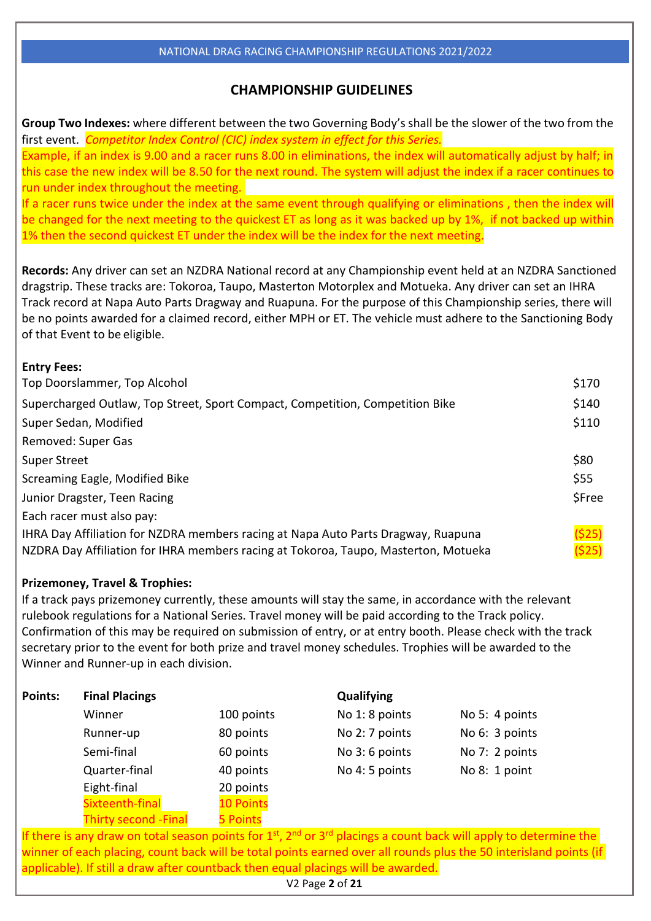## CHAMPIONSHIP GUIDELINES

**Group Two Indexes:** where different between the two Governing Body's shall be the slower of the two from the first event. *Competitor Index Control (CIC) index system in effect for this Series.*
Example, if an index is 9.00 and a racer runs 8.00 in eliminations, the index will automatically adjust by half; in this case the new index will be 8.50 for the next round. The system will adjust the index if a racer continues to run under index throughout the meeting.
If a racer runs twice under the index at the same event through qualifying or eliminations , then the index will be changed for the next meeting to the quickest ET as long as it was backed up by 1%, if not backed up within 1% then the second quickest ET under the index will be the index for the next meeting.

**Records:** Any driver can set an NZDRA National record at any Championship event held at an NZDRA Sanctioned dragstrip. These tracks are: Tokoroa, Taupo, Masterton Motorplex and Motueka. Any driver can set an IHRA Track record at Napa Auto Parts Dragway and Ruapuna. For the purpose of this Championship series, there will be no points awarded for a claimed record, either MPH or ET. The vehicle must adhere to the Sanctioning Body of that Event to be eligible.

**Entry Fees:**

| | |
|---|---|
| Top Doorslammer, Top Alcohol | $170 |
| Supercharged Outlaw, Top Street, Sport Compact, Competition, Competition Bike | $140 |
| Super Sedan, Modified | $110 |
| Removed: Super Gas | |
| Super Street | $80 |
| Screaming Eagle, Modified Bike | $55 |
| Junior Dragster, Teen Racing | $Free |
| Each racer must also pay: | |
| IHRA Day Affiliation for NZDRA members racing at Napa Auto Parts Dragway, Ruapuna | ($25) |
| NZDRA Day Affiliation for IHRA members racing at Tokoroa, Taupo, Masterton, Motueka | ($25) |

**Prizemoney, Travel & Trophies:**
If a track pays prizemoney currently, these amounts will stay the same, in accordance with the relevant rulebook regulations for a National Series. Travel money will be paid according to the Track policy. Confirmation of this may be required on submission of entry, or at entry booth. Please check with the track secretary prior to the event for both prize and travel money schedules. Trophies will be awarded to the Winner and Runner-up in each division.

**Points:**

| Final Placings | | Qualifying | |
|---|---|---|---|
| Winner | 100 points | No 1: 8 points | No 5: 4 points |
| Runner-up | 80 points | No 2: 7 points | No 6: 3 points |
| Semi-final | 60 points | No 3: 6 points | No 7: 2 points |
| Quarter-final | 40 points | No 4: 5 points | No 8: 1 point |
| Eight-final | 20 points | | |
| Sixteenth-final | 10 Points | | |
| Thirty second -Final | 5 Points | | |

If there is any draw on total season points for 1st, 2nd or 3rd placings a count back will apply to determine the winner of each placing, count back will be total points earned over all rounds plus the 50 interisland points (if applicable). If still a draw after countback then equal placings will be awarded.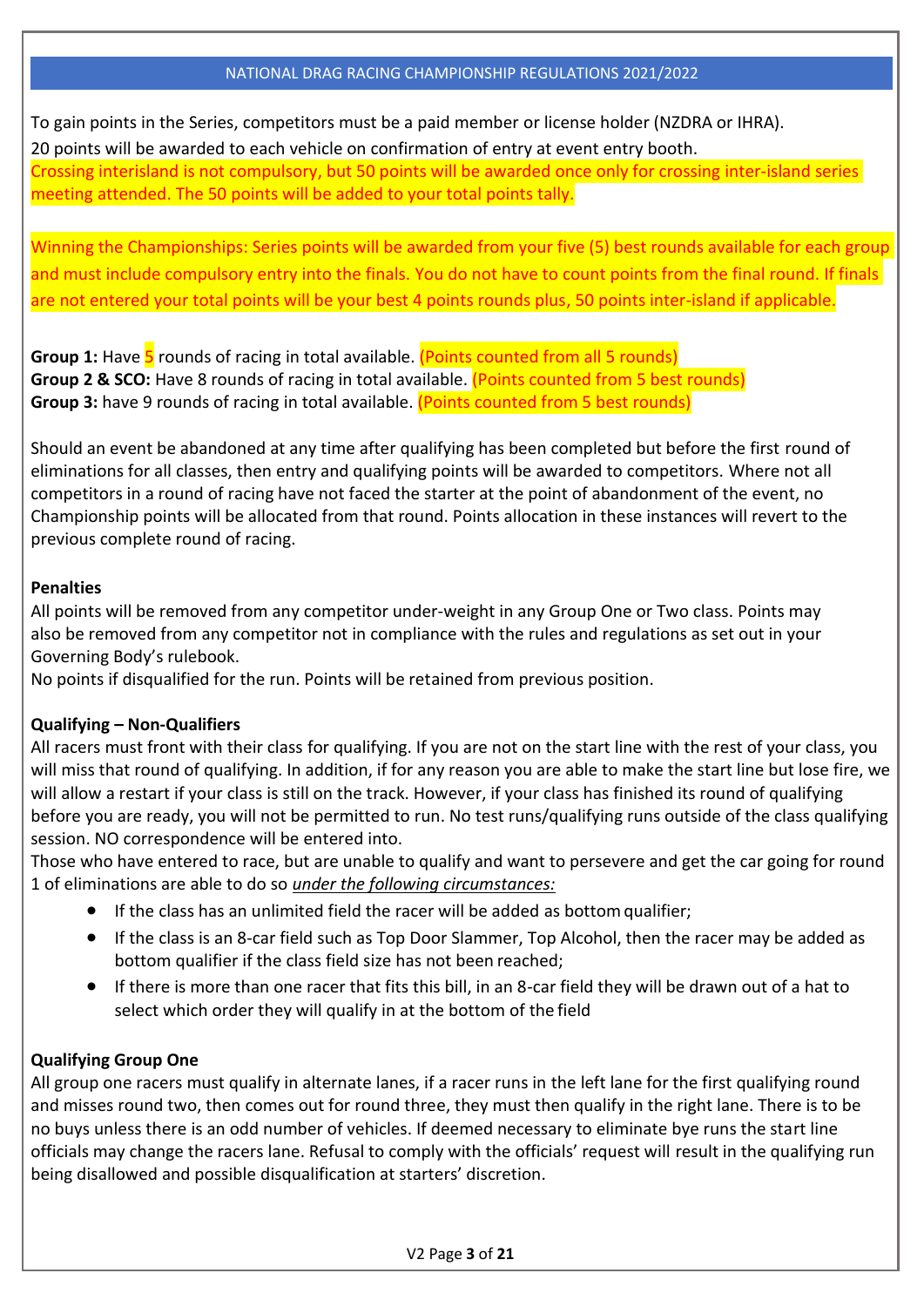To gain points in the Series, competitors must be a paid member or license holder (NZDRA or IHRA).

20 points will be awarded to each vehicle on confirmation of entry at event entry booth.

Crossing interisland is not compulsory, but 50 points will be awarded once only for crossing inter-island series meeting attended. The 50 points will be added to your total points tally.

Winning the Championships: Series points will be awarded from your five (5) best rounds available for each group and must include compulsory entry into the finals. You do not have to count points from the final round. If finals are not entered your total points will be your best 4 points rounds plus, 50 points inter-island if applicable.

**Group 1:** Have 5 rounds of racing in total available. (Points counted from all 5 rounds)
**Group 2 & SCO:** Have 8 rounds of racing in total available. (Points counted from 5 best rounds)
**Group 3:** have 9 rounds of racing in total available. (Points counted from 5 best rounds)

Should an event be abandoned at any time after qualifying has been completed but before the first round of eliminations for all classes, then entry and qualifying points will be awarded to competitors. Where not all competitors in a round of racing have not faced the starter at the point of abandonment of the event, no Championship points will be allocated from that round. Points allocation in these instances will revert to the previous complete round of racing.

**Penalties**

All points will be removed from any competitor under-weight in any Group One or Two class. Points may also be removed from any competitor not in compliance with the rules and regulations as set out in your Governing Body's rulebook.

No points if disqualified for the run. Points will be retained from previous position.

**Qualifying – Non-Qualifiers**

All racers must front with their class for qualifying. If you are not on the start line with the rest of your class, you will miss that round of qualifying. In addition, if for any reason you are able to make the start line but lose fire, we will allow a restart if your class is still on the track. However, if your class has finished its round of qualifying before you are ready, you will not be permitted to run. No test runs/qualifying runs outside of the class qualifying session. NO correspondence will be entered into.

Those who have entered to race, but are unable to qualify and want to persevere and get the car going for round 1 of eliminations are able to do so *under the following circumstances:*

- If the class has an unlimited field the racer will be added as bottom qualifier;
- If the class is an 8-car field such as Top Door Slammer, Top Alcohol, then the racer may be added as bottom qualifier if the class field size has not been reached;
- If there is more than one racer that fits this bill, in an 8-car field they will be drawn out of a hat to select which order they will qualify in at the bottom of the field

**Qualifying Group One**

All group one racers must qualify in alternate lanes, if a racer runs in the left lane for the first qualifying round and misses round two, then comes out for round three, they must then qualify in the right lane. There is to be no buys unless there is an odd number of vehicles. If deemed necessary to eliminate bye runs the start line officials may change the racers lane. Refusal to comply with the officials' request will result in the qualifying run being disallowed and possible disqualification at starters' discretion.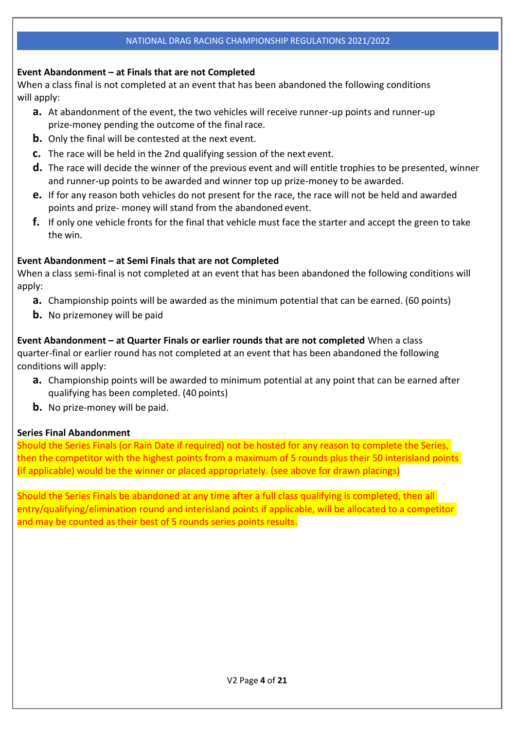**Event Abandonment – at Finals that are not Completed**

When a class final is not completed at an event that has been abandoned the following conditions will apply:

- **a.** At abandonment of the event, the two vehicles will receive runner-up points and runner-up prize-money pending the outcome of the final race.
- **b.** Only the final will be contested at the next event.
- **c.** The race will be held in the 2nd qualifying session of the next event.
- **d.** The race will decide the winner of the previous event and will entitle trophies to be presented, winner and runner-up points to be awarded and winner top up prize-money to be awarded.
- **e.** If for any reason both vehicles do not present for the race, the race will not be held and awarded points and prize- money will stand from the abandoned event.
- **f.** If only one vehicle fronts for the final that vehicle must face the starter and accept the green to take the win.

**Event Abandonment – at Semi Finals that are not Completed**

When a class semi-final is not completed at an event that has been abandoned the following conditions will apply:

- **a.** Championship points will be awarded as the minimum potential that can be earned. (60 points)
- **b.** No prizemoney will be paid

**Event Abandonment – at Quarter Finals or earlier rounds that are not completed** When a class quarter-final or earlier round has not completed at an event that has been abandoned the following conditions will apply:

- **a.** Championship points will be awarded to minimum potential at any point that can be earned after qualifying has been completed. (40 points)
- **b.** No prize-money will be paid.

**Series Final Abandonment**

Should the Series Finals (or Rain Date if required) not be hosted for any reason to complete the Series, then the competitor with the highest points from a maximum of 5 rounds plus their 50 interisland points (if applicable) would be the winner or placed appropriately. (see above for drawn placings)

Should the Series Finals be abandoned at any time after a full class qualifying is completed, then all entry/qualifying/elimination round and interisland points if applicable, will be allocated to a competitor and may be counted as their best of 5 rounds series points results.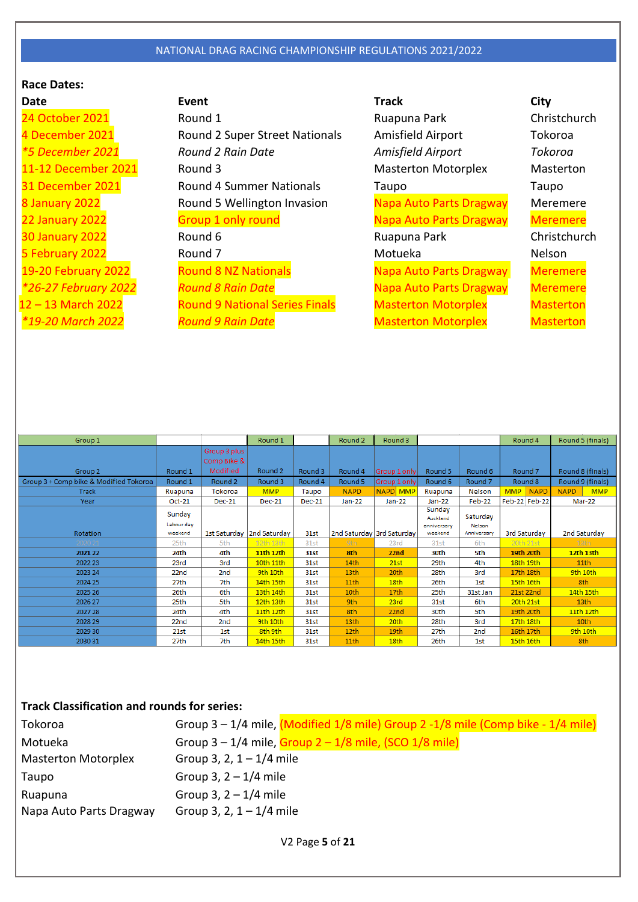## NATIONAL DRAG RACING CHAMPIONSHIP REGULATIONS 2021/2022

**Race Dates:**

| **Date** | **Event** | **Track** | **City** |
|---|---|---|---|
| 24 October 2021 | Round 1 | Ruapuna Park | Christchurch |
| 4 December 2021 | Round 2 Super Street Nationals | Amisfield Airport | Tokoroa |
| *\*5 December 2021* | *Round 2 Rain Date* | *Amisfield Airport* | *Tokoroa* |
| 11-12 December 2021 | Round 3 | Masterton Motorplex | Masterton |
| 31 December 2021 | Round 4 Summer Nationals | Taupo | Taupo |
| 8 January 2022 | Round 5 Wellington Invasion | Napa Auto Parts Dragway | Meremere |
| 22 January 2022 | Group 1 only round | Napa Auto Parts Dragway | Meremere |
| 30 January 2022 | Round 6 | Ruapuna Park | Christchurch |
| 5 February 2022 | Round 7 | Motueka | Nelson |
| 19-20 February 2022 | Round 8 NZ Nationals | Napa Auto Parts Dragway | Meremere |
| *\*26-27 February 2022* | *Round 8 Rain Date* | *Napa Auto Parts Dragway* | *Meremere* |
| 12 – 13 March 2022 | Round 9 National Series Finals | Masterton Motorplex | Masterton |
| *\*19-20 March 2022* | *Round 9 Rain Date* | *Masterton Motorplex* | *Masterton* |

| Group 1 | | | Round 1 | | Round 2 | Round 3 | | | Round 4 | | Round 5 (finals) |
|---|---|---|---|---|---|---|---|---|---|---|---|
| Group 2 | Round 1 | Group 3 plus Comp Bike & Modified | Round 2 | Round 3 | Round 4 | Group 1 only | Round 5 | Round 6 | Round 7 | | Round 8 (finals) |
| Group 3 + Comp bike & Modified Tokoroa | Round 1 | Round 2 | Round 3 | Round 4 | Round 5 | Group 1 only | Round 6 | Round 7 | Round 8 | | Round 9 (finals) |
| Track | Ruapuna | Tokoroa | MMP | Taupo | NAPD | NAPD / MMP | Ruapuna | Nelson | MMP | NAPD | NAPD / MMP |
| Year | Oct-21 | Dec-21 | Dec-21 | Dec-21 | Jan-22 | Jan-22 | Jan-22 | Feb-22 | Feb-22 | Feb-22 | Mar-22 |
| Rotation | Sunday Labour day weekend | 1st Saturday | 2nd Saturday | 31st | 2nd Saturday | 3rd Saturday | Sunday Auckland anniversary weekend | Saturday Nelson Anniversary | 3rd Saturday | | 2nd Saturday |
| 2020 21 | 25th | 5th | 12th 13th | 31st | 9th | 23rd | 31st | 6th | 20th 21st | | 13th |
| **2021 22** | **24th** | **4th** | **11th 12th** | **31st** | **8th** | **22nd** | **30th** | **5th** | **19th 20th** | | **12th 13th** |
| 2022 23 | 23rd | 3rd | 10th 11th | 31st | 14th | 21st | 29th | 4th | 18th 19th | | 11th |
| 2023 24 | 22nd | 2nd | 9th 10th | 31st | 13th | 20th | 28th | 3rd | 17th 18th | | 9th 10th |
| 2024 25 | 27th | 7th | 14th 15th | 31st | 11th | 18th | 26th | 1st | 15th 16th | | 8th |
| 2025 26 | 26th | 6th | 13th 14th | 31st | 10th | 17th | 25th | 31st Jan | 21st 22nd | | 14th 15th |
| 2026 27 | 25th | 5th | 12th 13th | 31st | 9th | 23rd | 31st | 6th | 20th 21st | | 13th |
| 2027 28 | 24th | 4th | 11th 12th | 31st | 8th | 22nd | 30th | 5th | 19th 20th | | 11th 12th |
| 2028 29 | 22nd | 2nd | 9th 10th | 31st | 13th | 20th | 28th | 3rd | 17th 18th | | 10th |
| 2029 30 | 21st | 1st | 8th 9th | 31st | 12th | 19th | 27th | 2nd | 16th 17th | | 9th 10th |
| 2030 31 | 27th | 7th | 14th 15th | 31st | 11th | 18th | 26th | 1st | 15th 16th | | 8th |

**Track Classification and rounds for series:**

| | |
|---|---|
| Tokoroa | Group 3 – 1/4 mile, (Modified 1/8 mile) Group 2 -1/8 mile (Comp bike - 1/4 mile) |
| Motueka | Group 3 – 1/4 mile, Group 2 – 1/8 mile, (SCO 1/8 mile) |
| Masterton Motorplex | Group 3, 2, 1 – 1/4 mile |
| Taupo | Group 3, 2 – 1/4 mile |
| Ruapuna | Group 3, 2 – 1/4 mile |
| Napa Auto Parts Dragway | Group 3, 2, 1 – 1/4 mile |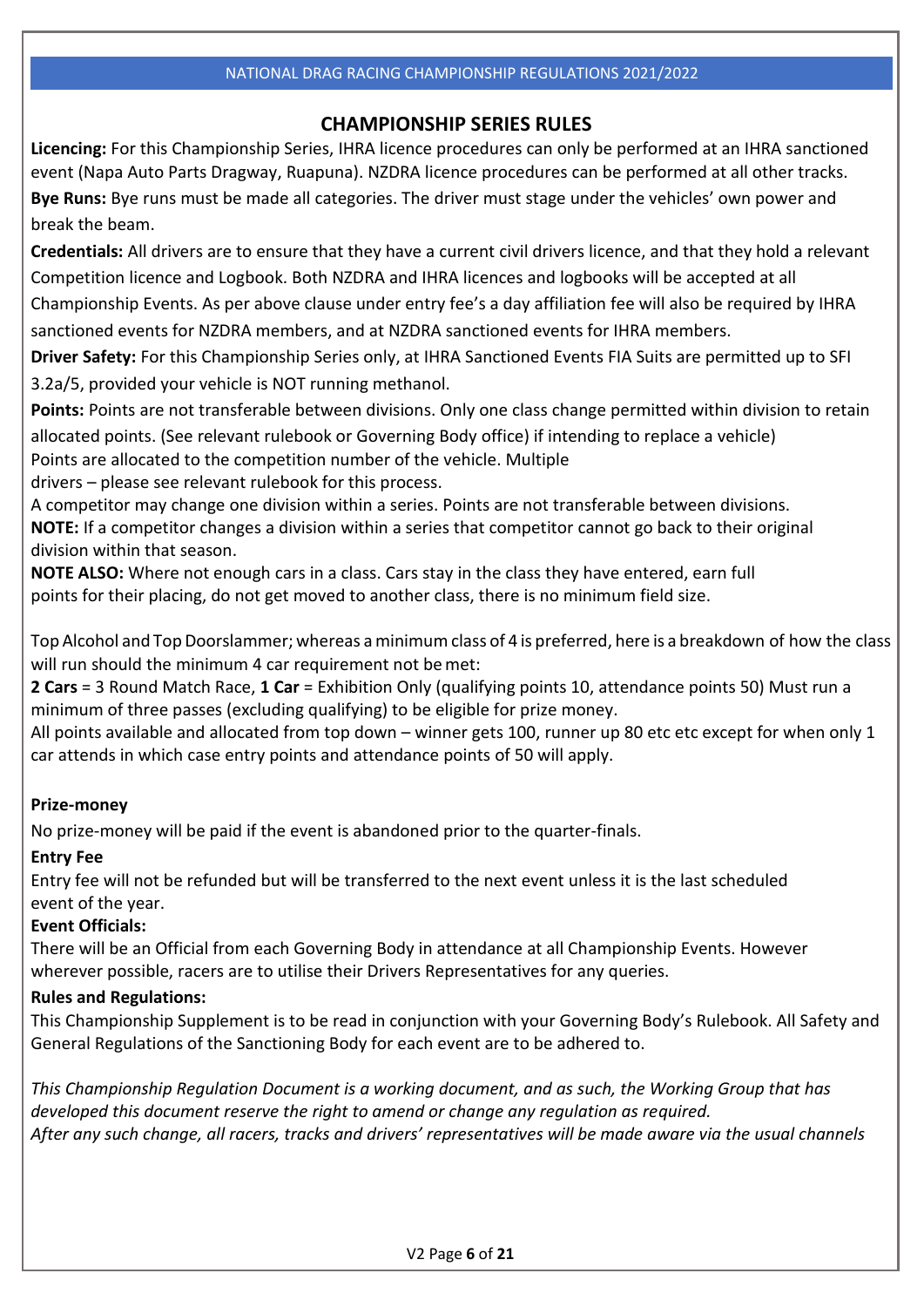## CHAMPIONSHIP SERIES RULES

**Licencing:** For this Championship Series, IHRA licence procedures can only be performed at an IHRA sanctioned event (Napa Auto Parts Dragway, Ruapuna). NZDRA licence procedures can be performed at all other tracks.

**Bye Runs:** Bye runs must be made all categories. The driver must stage under the vehicles' own power and break the beam.

**Credentials:** All drivers are to ensure that they have a current civil drivers licence, and that they hold a relevant Competition licence and Logbook. Both NZDRA and IHRA licences and logbooks will be accepted at all Championship Events. As per above clause under entry fee's a day affiliation fee will also be required by IHRA sanctioned events for NZDRA members, and at NZDRA sanctioned events for IHRA members.

**Driver Safety:** For this Championship Series only, at IHRA Sanctioned Events FIA Suits are permitted up to SFI 3.2a/5, provided your vehicle is NOT running methanol.

**Points:** Points are not transferable between divisions. Only one class change permitted within division to retain allocated points. (See relevant rulebook or Governing Body office) if intending to replace a vehicle)
Points are allocated to the competition number of the vehicle. Multiple drivers – please see relevant rulebook for this process.
A competitor may change one division within a series. Points are not transferable between divisions.
**NOTE:** If a competitor changes a division within a series that competitor cannot go back to their original division within that season.
**NOTE ALSO:** Where not enough cars in a class. Cars stay in the class they have entered, earn full points for their placing, do not get moved to another class, there is no minimum field size.

Top Alcohol and Top Doorslammer; whereas a minimum class of 4 is preferred, here is a breakdown of how the class will run should the minimum 4 car requirement not be met:
**2 Cars** = 3 Round Match Race, **1 Car** = Exhibition Only (qualifying points 10, attendance points 50) Must run a minimum of three passes (excluding qualifying) to be eligible for prize money.
All points available and allocated from top down – winner gets 100, runner up 80 etc etc except for when only 1 car attends in which case entry points and attendance points of 50 will apply.

**Prize-money**

No prize-money will be paid if the event is abandoned prior to the quarter-finals.

**Entry Fee**

Entry fee will not be refunded but will be transferred to the next event unless it is the last scheduled event of the year.

**Event Officials:**

There will be an Official from each Governing Body in attendance at all Championship Events. However wherever possible, racers are to utilise their Drivers Representatives for any queries.

**Rules and Regulations:**

This Championship Supplement is to be read in conjunction with your Governing Body's Rulebook. All Safety and General Regulations of the Sanctioning Body for each event are to be adhered to.

*This Championship Regulation Document is a working document, and as such, the Working Group that has developed this document reserve the right to amend or change any regulation as required.*
*After any such change, all racers, tracks and drivers' representatives will be made aware via the usual channels*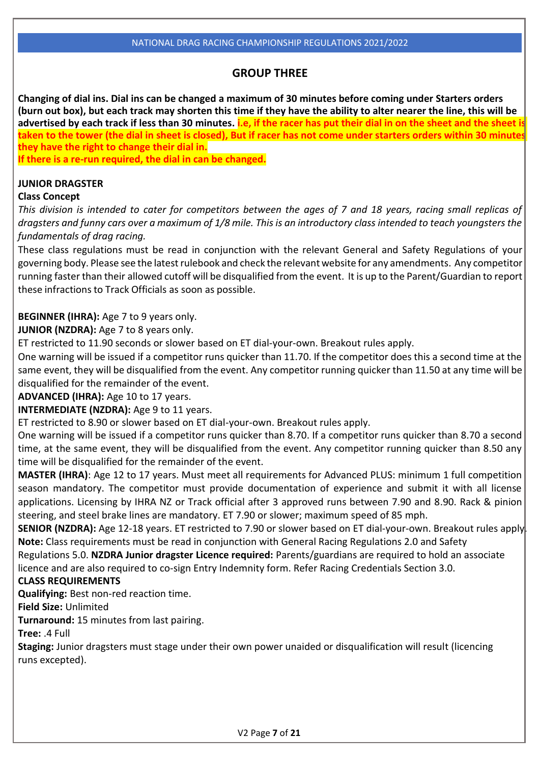## GROUP THREE

**Changing of dial ins. Dial ins can be changed a maximum of 30 minutes before coming under Starters orders (burn out box), but each track may shorten this time if they have the ability to alter nearer the line, this will be advertised by each track if less than 30 minutes. i.e, if the racer has put their dial in on the sheet and the sheet is taken to the tower (the dial in sheet is closed), But if racer has not come under starters orders within 30 minutes they have the right to change their dial in.**
**If there is a re-run required, the dial in can be changed.**

**JUNIOR DRAGSTER**

**Class Concept**

*This division is intended to cater for competitors between the ages of 7 and 18 years, racing small replicas of dragsters and funny cars over a maximum of 1/8 mile. This is an introductory class intended to teach youngsters the fundamentals of drag racing.*

These class regulations must be read in conjunction with the relevant General and Safety Regulations of your governing body. Please see the latest rulebook and check the relevant website for any amendments. Any competitor running faster than their allowed cutoff will be disqualified from the event. It is up to the Parent/Guardian to report these infractions to Track Officials as soon as possible.

**BEGINNER (IHRA):** Age 7 to 9 years only.
**JUNIOR (NZDRA):** Age 7 to 8 years only.
ET restricted to 11.90 seconds or slower based on ET dial-your-own. Breakout rules apply.
One warning will be issued if a competitor runs quicker than 11.70. If the competitor does this a second time at the same event, they will be disqualified from the event. Any competitor running quicker than 11.50 at any time will be disqualified for the remainder of the event.
**ADVANCED (IHRA):** Age 10 to 17 years.
**INTERMEDIATE (NZDRA):** Age 9 to 11 years.
ET restricted to 8.90 or slower based on ET dial-your-own. Breakout rules apply.
One warning will be issued if a competitor runs quicker than 8.70. If a competitor runs quicker than 8.70 a second time, at the same event, they will be disqualified from the event. Any competitor running quicker than 8.50 any time will be disqualified for the remainder of the event.
**MASTER (IHRA)**: Age 12 to 17 years. Must meet all requirements for Advanced PLUS: minimum 1 full competition season mandatory. The competitor must provide documentation of experience and submit it with all license applications. Licensing by IHRA NZ or Track official after 3 approved runs between 7.90 and 8.90. Rack & pinion steering, and steel brake lines are mandatory. ET 7.90 or slower; maximum speed of 85 mph.
**SENIOR (NZDRA):** Age 12-18 years. ET restricted to 7.90 or slower based on ET dial-your-own. Breakout rules apply.
**Note:** Class requirements must be read in conjunction with General Racing Regulations 2.0 and Safety Regulations 5.0. **NZDRA Junior dragster Licence required:** Parents/guardians are required to hold an associate licence and are also required to co-sign Entry Indemnity form. Refer Racing Credentials Section 3.0.

**CLASS REQUIREMENTS**

**Qualifying:** Best non-red reaction time.
**Field Size:** Unlimited
**Turnaround:** 15 minutes from last pairing.
**Tree:** .4 Full
**Staging:** Junior dragsters must stage under their own power unaided or disqualification will result (licencing runs excepted).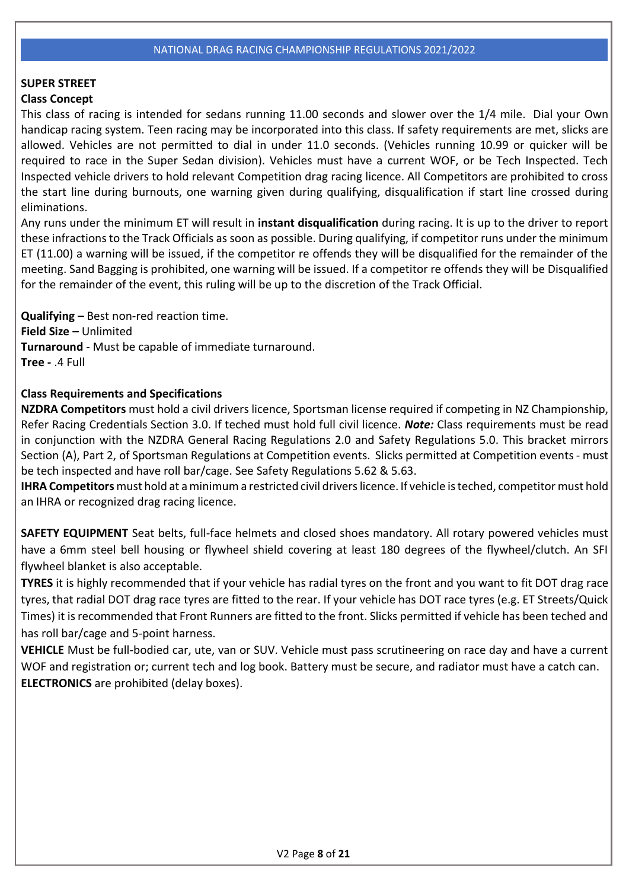## SUPER STREET

### Class Concept

This class of racing is intended for sedans running 11.00 seconds and slower over the 1/4 mile. Dial your Own handicap racing system. Teen racing may be incorporated into this class. If safety requirements are met, slicks are allowed. Vehicles are not permitted to dial in under 11.0 seconds. (Vehicles running 10.99 or quicker will be required to race in the Super Sedan division). Vehicles must have a current WOF, or be Tech Inspected. Tech Inspected vehicle drivers to hold relevant Competition drag racing licence. All Competitors are prohibited to cross the start line during burnouts, one warning given during qualifying, disqualification if start line crossed during eliminations.

Any runs under the minimum ET will result in **instant disqualification** during racing. It is up to the driver to report these infractions to the Track Officials as soon as possible. During qualifying, if competitor runs under the minimum ET (11.00) a warning will be issued, if the competitor re offends they will be disqualified for the remainder of the meeting. Sand Bagging is prohibited, one warning will be issued. If a competitor re offends they will be Disqualified for the remainder of the event, this ruling will be up to the discretion of the Track Official.

**Qualifying –** Best non-red reaction time.
**Field Size –** Unlimited
**Turnaround** - Must be capable of immediate turnaround.
**Tree -** .4 Full

### Class Requirements and Specifications

**NZDRA Competitors** must hold a civil drivers licence, Sportsman license required if competing in NZ Championship, Refer Racing Credentials Section 3.0. If teched must hold full civil licence. ***Note:*** Class requirements must be read in conjunction with the NZDRA General Racing Regulations 2.0 and Safety Regulations 5.0. This bracket mirrors Section (A), Part 2, of Sportsman Regulations at Competition events. Slicks permitted at Competition events - must be tech inspected and have roll bar/cage. See Safety Regulations 5.62 & 5.63.
**IHRA Competitors** must hold at a minimum a restricted civil drivers licence. If vehicle is teched, competitor must hold an IHRA or recognized drag racing licence.

**SAFETY EQUIPMENT** Seat belts, full-face helmets and closed shoes mandatory. All rotary powered vehicles must have a 6mm steel bell housing or flywheel shield covering at least 180 degrees of the flywheel/clutch. An SFI flywheel blanket is also acceptable.
**TYRES** it is highly recommended that if your vehicle has radial tyres on the front and you want to fit DOT drag race tyres, that radial DOT drag race tyres are fitted to the rear. If your vehicle has DOT race tyres (e.g. ET Streets/Quick Times) it is recommended that Front Runners are fitted to the front. Slicks permitted if vehicle has been teched and has roll bar/cage and 5-point harness.
**VEHICLE** Must be full-bodied car, ute, van or SUV. Vehicle must pass scrutineering on race day and have a current WOF and registration or; current tech and log book. Battery must be secure, and radiator must have a catch can.
**ELECTRONICS** are prohibited (delay boxes).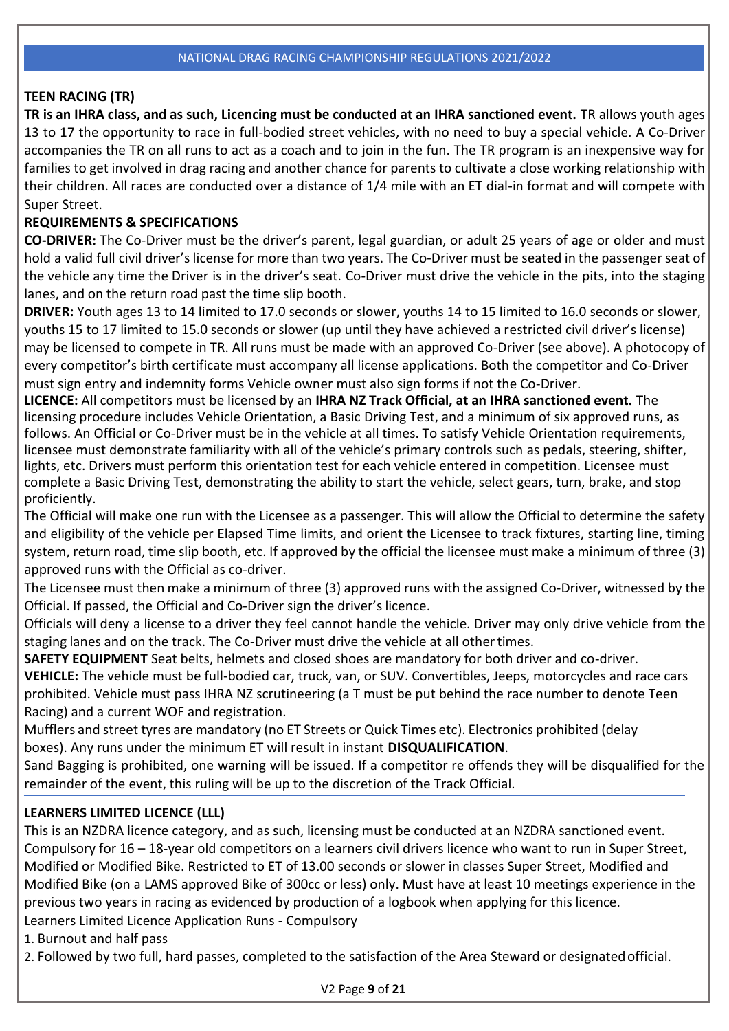## TEEN RACING (TR)

**TR is an IHRA class, and as such, Licencing must be conducted at an IHRA sanctioned event.** TR allows youth ages 13 to 17 the opportunity to race in full-bodied street vehicles, with no need to buy a special vehicle. A Co-Driver accompanies the TR on all runs to act as a coach and to join in the fun. The TR program is an inexpensive way for families to get involved in drag racing and another chance for parents to cultivate a close working relationship with their children. All races are conducted over a distance of 1/4 mile with an ET dial-in format and will compete with Super Street.

### REQUIREMENTS & SPECIFICATIONS

**CO-DRIVER:** The Co-Driver must be the driver's parent, legal guardian, or adult 25 years of age or older and must hold a valid full civil driver's license for more than two years. The Co-Driver must be seated in the passenger seat of the vehicle any time the Driver is in the driver's seat. Co-Driver must drive the vehicle in the pits, into the staging lanes, and on the return road past the time slip booth.

**DRIVER:** Youth ages 13 to 14 limited to 17.0 seconds or slower, youths 14 to 15 limited to 16.0 seconds or slower, youths 15 to 17 limited to 15.0 seconds or slower (up until they have achieved a restricted civil driver's license) may be licensed to compete in TR. All runs must be made with an approved Co-Driver (see above). A photocopy of every competitor's birth certificate must accompany all license applications. Both the competitor and Co-Driver must sign entry and indemnity forms Vehicle owner must also sign forms if not the Co-Driver.

**LICENCE:** All competitors must be licensed by an **IHRA NZ Track Official, at an IHRA sanctioned event.** The licensing procedure includes Vehicle Orientation, a Basic Driving Test, and a minimum of six approved runs, as follows. An Official or Co-Driver must be in the vehicle at all times. To satisfy Vehicle Orientation requirements, licensee must demonstrate familiarity with all of the vehicle's primary controls such as pedals, steering, shifter, lights, etc. Drivers must perform this orientation test for each vehicle entered in competition. Licensee must complete a Basic Driving Test, demonstrating the ability to start the vehicle, select gears, turn, brake, and stop proficiently.

The Official will make one run with the Licensee as a passenger. This will allow the Official to determine the safety and eligibility of the vehicle per Elapsed Time limits, and orient the Licensee to track fixtures, starting line, timing system, return road, time slip booth, etc. If approved by the official the licensee must make a minimum of three (3) approved runs with the Official as co-driver.

The Licensee must then make a minimum of three (3) approved runs with the assigned Co-Driver, witnessed by the Official. If passed, the Official and Co-Driver sign the driver's licence.

Officials will deny a license to a driver they feel cannot handle the vehicle. Driver may only drive vehicle from the staging lanes and on the track. The Co-Driver must drive the vehicle at all other times.

**SAFETY EQUIPMENT** Seat belts, helmets and closed shoes are mandatory for both driver and co-driver.

**VEHICLE:** The vehicle must be full-bodied car, truck, van, or SUV. Convertibles, Jeeps, motorcycles and race cars prohibited. Vehicle must pass IHRA NZ scrutineering (a T must be put behind the race number to denote Teen Racing) and a current WOF and registration.

Mufflers and street tyres are mandatory (no ET Streets or Quick Times etc). Electronics prohibited (delay boxes). Any runs under the minimum ET will result in instant **DISQUALIFICATION**.

Sand Bagging is prohibited, one warning will be issued. If a competitor re offends they will be disqualified for the remainder of the event, this ruling will be up to the discretion of the Track Official.

---

## LEARNERS LIMITED LICENCE (LLL)

This is an NZDRA licence category, and as such, licensing must be conducted at an NZDRA sanctioned event. Compulsory for 16 – 18-year old competitors on a learners civil drivers licence who want to run in Super Street, Modified or Modified Bike. Restricted to ET of 13.00 seconds or slower in classes Super Street, Modified and Modified Bike (on a LAMS approved Bike of 300cc or less) only. Must have at least 10 meetings experience in the previous two years in racing as evidenced by production of a logbook when applying for this licence.

Learners Limited Licence Application Runs - Compulsory

1. Burnout and half pass
2. Followed by two full, hard passes, completed to the satisfaction of the Area Steward or designated official.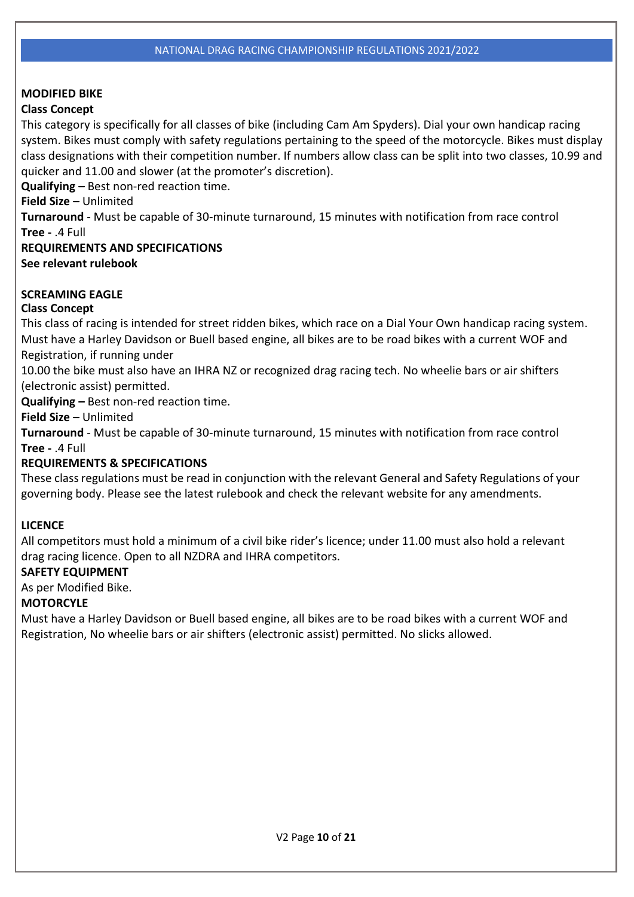**MODIFIED BIKE**

**Class Concept**

This category is specifically for all classes of bike (including Cam Am Spyders). Dial your own handicap racing system. Bikes must comply with safety regulations pertaining to the speed of the motorcycle. Bikes must display class designations with their competition number. If numbers allow class can be split into two classes, 10.99 and quicker and 11.00 and slower (at the promoter's discretion).

**Qualifying –** Best non-red reaction time.

**Field Size –** Unlimited

**Turnaround** - Must be capable of 30-minute turnaround, 15 minutes with notification from race control

**Tree -** .4 Full

**REQUIREMENTS AND SPECIFICATIONS**

**See relevant rulebook**

**SCREAMING EAGLE**

**Class Concept**

This class of racing is intended for street ridden bikes, which race on a Dial Your Own handicap racing system. Must have a Harley Davidson or Buell based engine, all bikes are to be road bikes with a current WOF and Registration, if running under
10.00 the bike must also have an IHRA NZ or recognized drag racing tech. No wheelie bars or air shifters (electronic assist) permitted.

**Qualifying –** Best non-red reaction time.

**Field Size –** Unlimited

**Turnaround** - Must be capable of 30-minute turnaround, 15 minutes with notification from race control

**Tree -** .4 Full

**REQUIREMENTS & SPECIFICATIONS**

These class regulations must be read in conjunction with the relevant General and Safety Regulations of your governing body. Please see the latest rulebook and check the relevant website for any amendments.

**LICENCE**

All competitors must hold a minimum of a civil bike rider's licence; under 11.00 must also hold a relevant drag racing licence. Open to all NZDRA and IHRA competitors.

**SAFETY EQUIPMENT**

As per Modified Bike.

**MOTORCYLE**

Must have a Harley Davidson or Buell based engine, all bikes are to be road bikes with a current WOF and Registration, No wheelie bars or air shifters (electronic assist) permitted. No slicks allowed.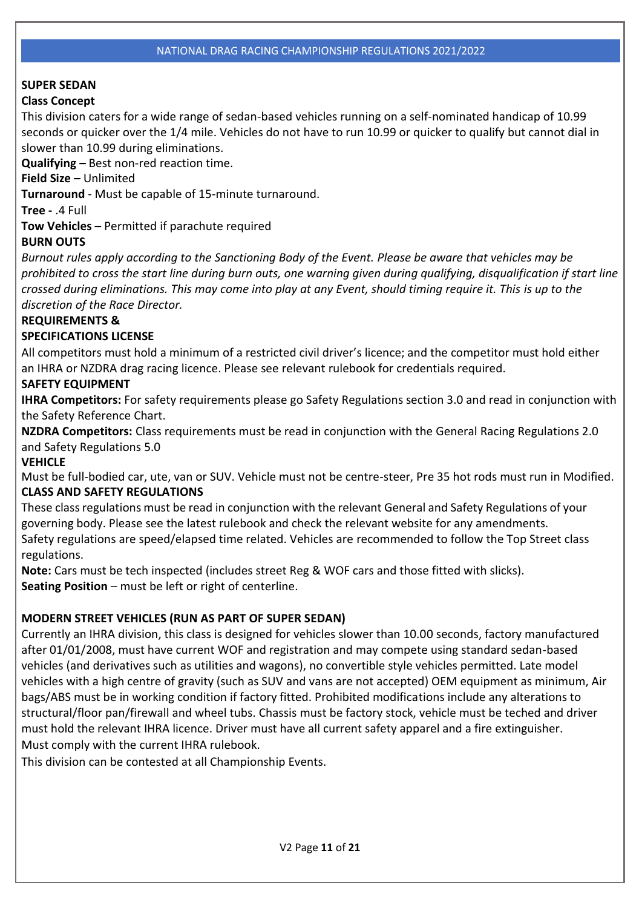## SUPER SEDAN

**Class Concept**

This division caters for a wide range of sedan-based vehicles running on a self-nominated handicap of 10.99 seconds or quicker over the 1/4 mile. Vehicles do not have to run 10.99 or quicker to qualify but cannot dial in slower than 10.99 during eliminations.

**Qualifying –** Best non-red reaction time.

**Field Size –** Unlimited

**Turnaround** - Must be capable of 15-minute turnaround.

**Tree -** .4 Full

**Tow Vehicles –** Permitted if parachute required

**BURN OUTS**

*Burnout rules apply according to the Sanctioning Body of the Event. Please be aware that vehicles may be prohibited to cross the start line during burn outs, one warning given during qualifying, disqualification if start line crossed during eliminations. This may come into play at any Event, should timing require it. This is up to the discretion of the Race Director.*

**REQUIREMENTS &**
**SPECIFICATIONS LICENSE**

All competitors must hold a minimum of a restricted civil driver's licence; and the competitor must hold either an IHRA or NZDRA drag racing licence. Please see relevant rulebook for credentials required.

**SAFETY EQUIPMENT**

**IHRA Competitors:** For safety requirements please go Safety Regulations section 3.0 and read in conjunction with the Safety Reference Chart.

**NZDRA Competitors:** Class requirements must be read in conjunction with the General Racing Regulations 2.0 and Safety Regulations 5.0

**VEHICLE**

Must be full-bodied car, ute, van or SUV. Vehicle must not be centre-steer, Pre 35 hot rods must run in Modified.

**CLASS AND SAFETY REGULATIONS**

These class regulations must be read in conjunction with the relevant General and Safety Regulations of your governing body. Please see the latest rulebook and check the relevant website for any amendments.
Safety regulations are speed/elapsed time related. Vehicles are recommended to follow the Top Street class regulations.

**Note:** Cars must be tech inspected (includes street Reg & WOF cars and those fitted with slicks).

**Seating Position** – must be left or right of centerline.

## MODERN STREET VEHICLES (RUN AS PART OF SUPER SEDAN)

Currently an IHRA division, this class is designed for vehicles slower than 10.00 seconds, factory manufactured after 01/01/2008, must have current WOF and registration and may compete using standard sedan-based vehicles (and derivatives such as utilities and wagons), no convertible style vehicles permitted. Late model vehicles with a high centre of gravity (such as SUV and vans are not accepted) OEM equipment as minimum, Air bags/ABS must be in working condition if factory fitted. Prohibited modifications include any alterations to structural/floor pan/firewall and wheel tubs. Chassis must be factory stock, vehicle must be teched and driver must hold the relevant IHRA licence. Driver must have all current safety apparel and a fire extinguisher.
Must comply with the current IHRA rulebook.

This division can be contested at all Championship Events.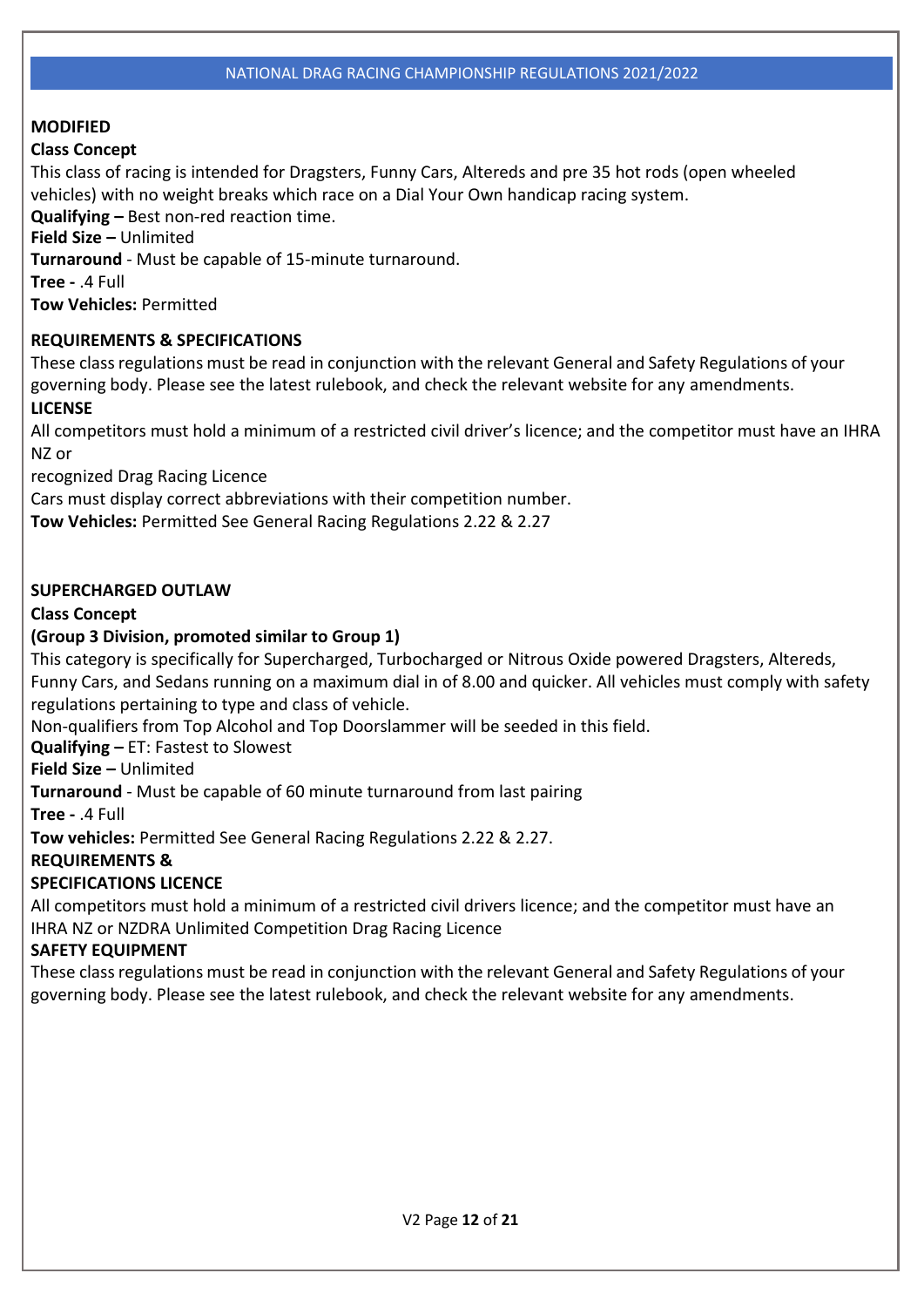## MODIFIED

**Class Concept**

This class of racing is intended for Dragsters, Funny Cars, Altereds and pre 35 hot rods (open wheeled vehicles) with no weight breaks which race on a Dial Your Own handicap racing system.

**Qualifying –** Best non-red reaction time.

**Field Size –** Unlimited

**Turnaround** - Must be capable of 15-minute turnaround.

**Tree -** .4 Full

**Tow Vehicles:** Permitted

**REQUIREMENTS & SPECIFICATIONS**

These class regulations must be read in conjunction with the relevant General and Safety Regulations of your governing body. Please see the latest rulebook, and check the relevant website for any amendments.

**LICENSE**

All competitors must hold a minimum of a restricted civil driver's licence; and the competitor must have an IHRA NZ or

recognized Drag Racing Licence

Cars must display correct abbreviations with their competition number.

**Tow Vehicles:** Permitted See General Racing Regulations 2.22 & 2.27

## SUPERCHARGED OUTLAW

**Class Concept**

**(Group 3 Division, promoted similar to Group 1)**

This category is specifically for Supercharged, Turbocharged or Nitrous Oxide powered Dragsters, Altereds, Funny Cars, and Sedans running on a maximum dial in of 8.00 and quicker. All vehicles must comply with safety regulations pertaining to type and class of vehicle.

Non-qualifiers from Top Alcohol and Top Doorslammer will be seeded in this field.

**Qualifying –** ET: Fastest to Slowest

**Field Size –** Unlimited

**Turnaround** - Must be capable of 60 minute turnaround from last pairing

**Tree -** .4 Full

**Tow vehicles:** Permitted See General Racing Regulations 2.22 & 2.27.

**REQUIREMENTS & SPECIFICATIONS LICENCE**

All competitors must hold a minimum of a restricted civil drivers licence; and the competitor must have an IHRA NZ or NZDRA Unlimited Competition Drag Racing Licence

**SAFETY EQUIPMENT**

These class regulations must be read in conjunction with the relevant General and Safety Regulations of your governing body. Please see the latest rulebook, and check the relevant website for any amendments.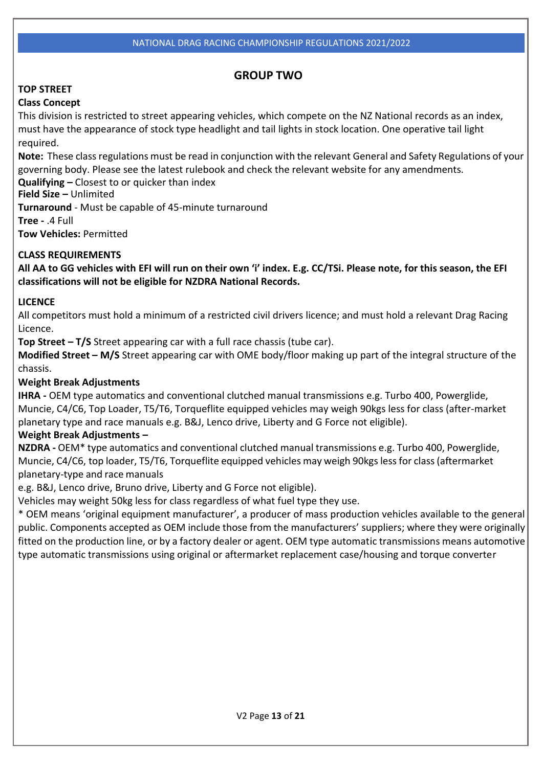## GROUP TWO

**TOP STREET**

**Class Concept**

This division is restricted to street appearing vehicles, which compete on the NZ National records as an index, must have the appearance of stock type headlight and tail lights in stock location. One operative tail light required.

**Note:** These class regulations must be read in conjunction with the relevant General and Safety Regulations of your governing body. Please see the latest rulebook and check the relevant website for any amendments.

**Qualifying –** Closest to or quicker than index

**Field Size –** Unlimited

**Turnaround** - Must be capable of 45-minute turnaround

**Tree -** .4 Full

**Tow Vehicles:** Permitted

**CLASS REQUIREMENTS**

**All AA to GG vehicles with EFI will run on their own 'i' index. E.g. CC/TSi. Please note, for this season, the EFI classifications will not be eligible for NZDRA National Records.**

**LICENCE**

All competitors must hold a minimum of a restricted civil drivers licence; and must hold a relevant Drag Racing Licence.

**Top Street – T/S** Street appearing car with a full race chassis (tube car).

**Modified Street – M/S** Street appearing car with OME body/floor making up part of the integral structure of the chassis.

**Weight Break Adjustments**

**IHRA -** OEM type automatics and conventional clutched manual transmissions e.g. Turbo 400, Powerglide, Muncie, C4/C6, Top Loader, T5/T6, Torqueflite equipped vehicles may weigh 90kgs less for class (after-market planetary type and race manuals e.g. B&J, Lenco drive, Liberty and G Force not eligible).

**Weight Break Adjustments –**

**NZDRA -** OEM* type automatics and conventional clutched manual transmissions e.g. Turbo 400, Powerglide, Muncie, C4/C6, top loader, T5/T6, Torqueflite equipped vehicles may weigh 90kgs less for class (aftermarket planetary-type and race manuals
e.g. B&J, Lenco drive, Bruno drive, Liberty and G Force not eligible).

Vehicles may weight 50kg less for class regardless of what fuel type they use.

* OEM means 'original equipment manufacturer', a producer of mass production vehicles available to the general public. Components accepted as OEM include those from the manufacturers' suppliers; where they were originally fitted on the production line, or by a factory dealer or agent. OEM type automatic transmissions means automotive type automatic transmissions using original or aftermarket replacement case/housing and torque converter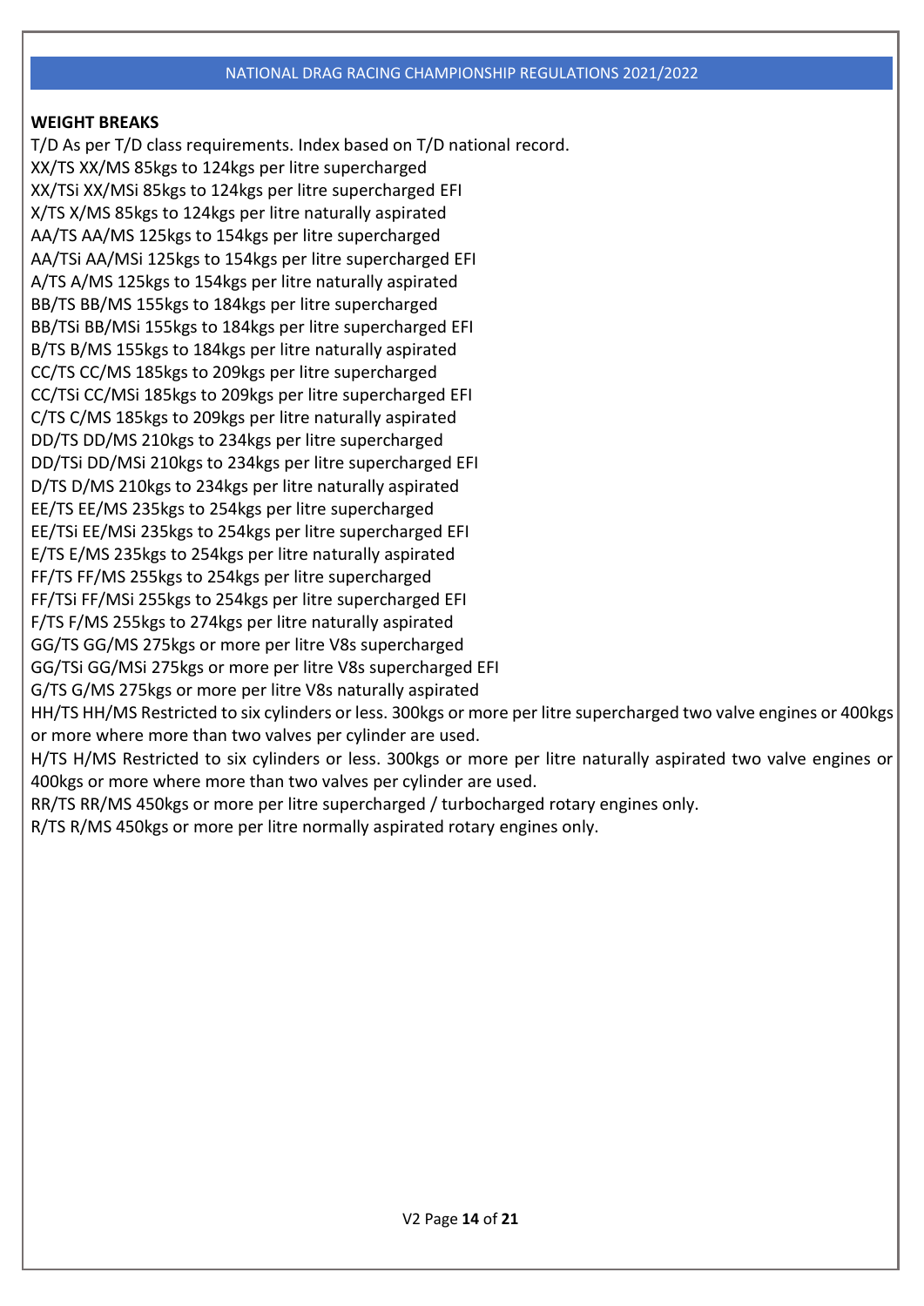**WEIGHT BREAKS**

T/D As per T/D class requirements. Index based on T/D national record.
XX/TS XX/MS 85kgs to 124kgs per litre supercharged
XX/TSi XX/MSi 85kgs to 124kgs per litre supercharged EFI
X/TS X/MS 85kgs to 124kgs per litre naturally aspirated
AA/TS AA/MS 125kgs to 154kgs per litre supercharged
AA/TSi AA/MSi 125kgs to 154kgs per litre supercharged EFI
A/TS A/MS 125kgs to 154kgs per litre naturally aspirated
BB/TS BB/MS 155kgs to 184kgs per litre supercharged
BB/TSi BB/MSi 155kgs to 184kgs per litre supercharged EFI
B/TS B/MS 155kgs to 184kgs per litre naturally aspirated
CC/TS CC/MS 185kgs to 209kgs per litre supercharged
CC/TSi CC/MSi 185kgs to 209kgs per litre supercharged EFI
C/TS C/MS 185kgs to 209kgs per litre naturally aspirated
DD/TS DD/MS 210kgs to 234kgs per litre supercharged
DD/TSi DD/MSi 210kgs to 234kgs per litre supercharged EFI
D/TS D/MS 210kgs to 234kgs per litre naturally aspirated
EE/TS EE/MS 235kgs to 254kgs per litre supercharged
EE/TSi EE/MSi 235kgs to 254kgs per litre supercharged EFI
E/TS E/MS 235kgs to 254kgs per litre naturally aspirated
FF/TS FF/MS 255kgs to 254kgs per litre supercharged
FF/TSi FF/MSi 255kgs to 254kgs per litre supercharged EFI
F/TS F/MS 255kgs to 274kgs per litre naturally aspirated
GG/TS GG/MS 275kgs or more per litre V8s supercharged
GG/TSi GG/MSi 275kgs or more per litre V8s supercharged EFI
G/TS G/MS 275kgs or more per litre V8s naturally aspirated
HH/TS HH/MS Restricted to six cylinders or less. 300kgs or more per litre supercharged two valve engines or 400kgs or more where more than two valves per cylinder are used.
H/TS H/MS Restricted to six cylinders or less. 300kgs or more per litre naturally aspirated two valve engines or 400kgs or more where more than two valves per cylinder are used.
RR/TS RR/MS 450kgs or more per litre supercharged / turbocharged rotary engines only.
R/TS R/MS 450kgs or more per litre normally aspirated rotary engines only.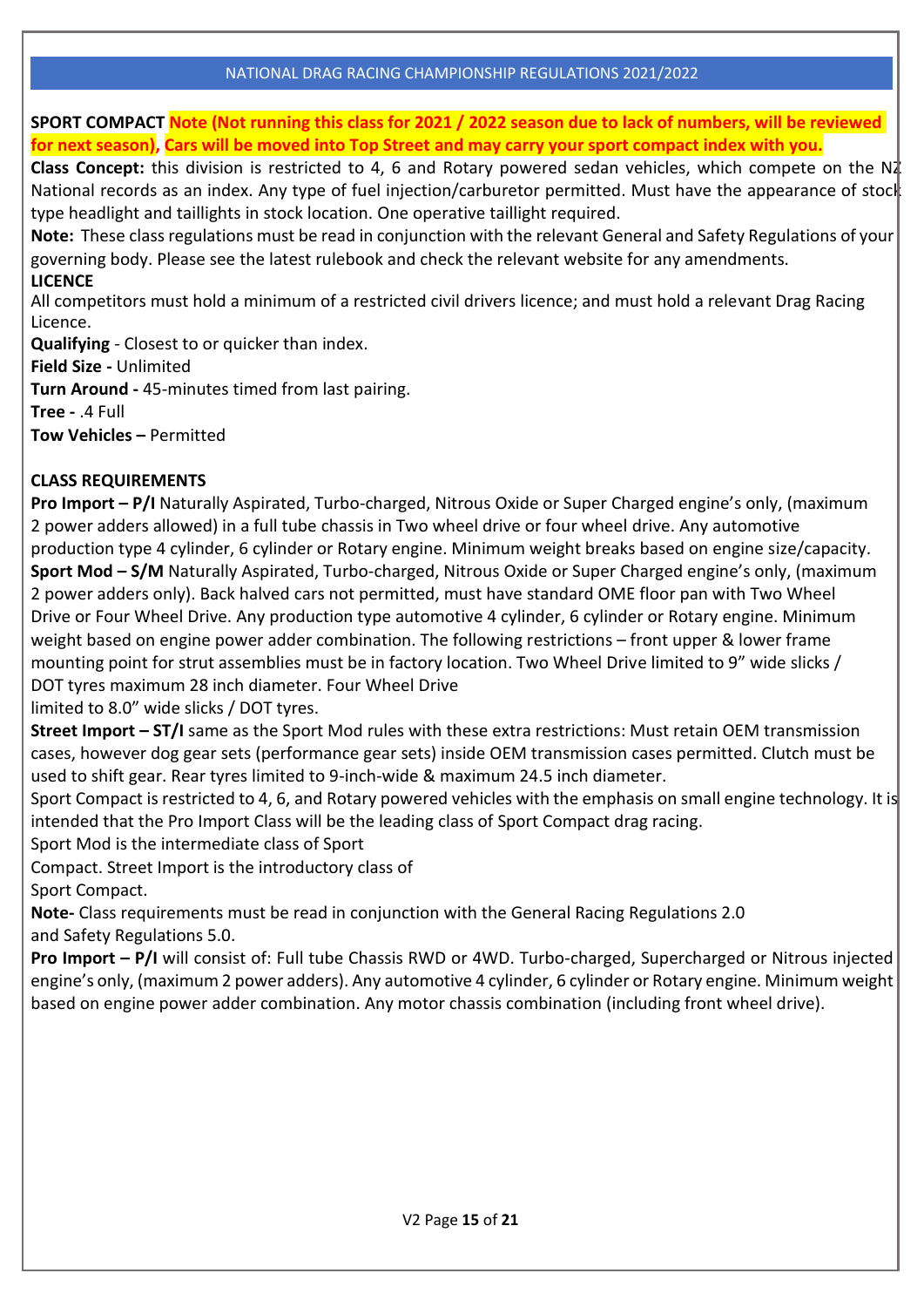**SPORT COMPACT** **Note (Not running this class for 2021 / 2022 season due to lack of numbers, will be reviewed for next season), Cars will be moved into Top Street and may carry your sport compact index with you.**

**Class Concept:** this division is restricted to 4, 6 and Rotary powered sedan vehicles, which compete on the NZ National records as an index. Any type of fuel injection/carburetor permitted. Must have the appearance of stock type headlight and taillights in stock location. One operative taillight required.

**Note:** These class regulations must be read in conjunction with the relevant General and Safety Regulations of your governing body. Please see the latest rulebook and check the relevant website for any amendments.

**LICENCE**

All competitors must hold a minimum of a restricted civil drivers licence; and must hold a relevant Drag Racing Licence.

**Qualifying** - Closest to or quicker than index.

**Field Size -** Unlimited

**Turn Around -** 45-minutes timed from last pairing.

**Tree -** .4 Full

**Tow Vehicles –** Permitted

**CLASS REQUIREMENTS**

**Pro Import – P/I** Naturally Aspirated, Turbo-charged, Nitrous Oxide or Super Charged engine's only, (maximum 2 power adders allowed) in a full tube chassis in Two wheel drive or four wheel drive. Any automotive production type 4 cylinder, 6 cylinder or Rotary engine. Minimum weight breaks based on engine size/capacity.

**Sport Mod – S/M** Naturally Aspirated, Turbo-charged, Nitrous Oxide or Super Charged engine's only, (maximum 2 power adders only). Back halved cars not permitted, must have standard OME floor pan with Two Wheel Drive or Four Wheel Drive. Any production type automotive 4 cylinder, 6 cylinder or Rotary engine. Minimum weight based on engine power adder combination. The following restrictions – front upper & lower frame mounting point for strut assemblies must be in factory location. Two Wheel Drive limited to 9" wide slicks / DOT tyres maximum 28 inch diameter. Four Wheel Drive limited to 8.0" wide slicks / DOT tyres.

**Street Import – ST/I** same as the Sport Mod rules with these extra restrictions: Must retain OEM transmission cases, however dog gear sets (performance gear sets) inside OEM transmission cases permitted. Clutch must be used to shift gear. Rear tyres limited to 9-inch-wide & maximum 24.5 inch diameter.

Sport Compact is restricted to 4, 6, and Rotary powered vehicles with the emphasis on small engine technology. It is intended that the Pro Import Class will be the leading class of Sport Compact drag racing.

Sport Mod is the intermediate class of Sport Compact. Street Import is the introductory class of Sport Compact.

**Note-** Class requirements must be read in conjunction with the General Racing Regulations 2.0 and Safety Regulations 5.0.

**Pro Import – P/I** will consist of: Full tube Chassis RWD or 4WD. Turbo-charged, Supercharged or Nitrous injected engine's only, (maximum 2 power adders). Any automotive 4 cylinder, 6 cylinder or Rotary engine. Minimum weight based on engine power adder combination. Any motor chassis combination (including front wheel drive).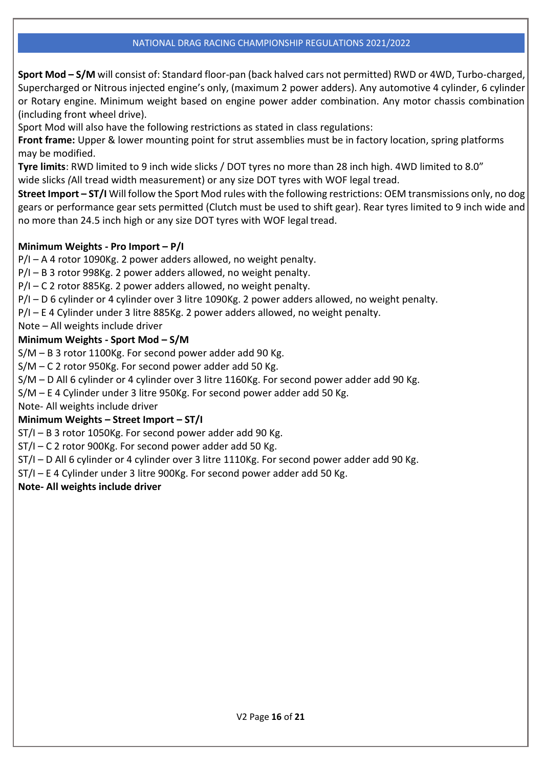**Sport Mod – S/M** will consist of: Standard floor-pan (back halved cars not permitted) RWD or 4WD, Turbo-charged, Supercharged or Nitrous injected engine's only, (maximum 2 power adders). Any automotive 4 cylinder, 6 cylinder or Rotary engine. Minimum weight based on engine power adder combination. Any motor chassis combination (including front wheel drive).

Sport Mod will also have the following restrictions as stated in class regulations:

**Front frame:** Upper & lower mounting point for strut assemblies must be in factory location, spring platforms may be modified.

**Tyre limits**: RWD limited to 9 inch wide slicks / DOT tyres no more than 28 inch high. 4WD limited to 8.0" wide slicks *(*All tread width measurement) or any size DOT tyres with WOF legal tread.

**Street Import – ST/I** Will follow the Sport Mod rules with the following restrictions: OEM transmissions only, no dog gears or performance gear sets permitted (Clutch must be used to shift gear). Rear tyres limited to 9 inch wide and no more than 24.5 inch high or any size DOT tyres with WOF legal tread.

**Minimum Weights - Pro Import – P/I**

P/I – A 4 rotor 1090Kg. 2 power adders allowed, no weight penalty.
P/I – B 3 rotor 998Kg. 2 power adders allowed, no weight penalty.
P/I – C 2 rotor 885Kg. 2 power adders allowed, no weight penalty.
P/I – D 6 cylinder or 4 cylinder over 3 litre 1090Kg. 2 power adders allowed, no weight penalty.
P/I – E 4 Cylinder under 3 litre 885Kg. 2 power adders allowed, no weight penalty.
Note – All weights include driver

**Minimum Weights - Sport Mod – S/M**

S/M – B 3 rotor 1100Kg. For second power adder add 90 Kg.
S/M – C 2 rotor 950Kg. For second power adder add 50 Kg.
S/M – D All 6 cylinder or 4 cylinder over 3 litre 1160Kg. For second power adder add 90 Kg.
S/M – E 4 Cylinder under 3 litre 950Kg. For second power adder add 50 Kg.
Note- All weights include driver

**Minimum Weights – Street Import – ST/I**

ST/I – B 3 rotor 1050Kg. For second power adder add 90 Kg.
ST/I – C 2 rotor 900Kg. For second power adder add 50 Kg.
ST/I – D All 6 cylinder or 4 cylinder over 3 litre 1110Kg. For second power adder add 90 Kg.
ST/I – E 4 Cylinder under 3 litre 900Kg. For second power adder add 50 Kg.

**Note- All weights include driver**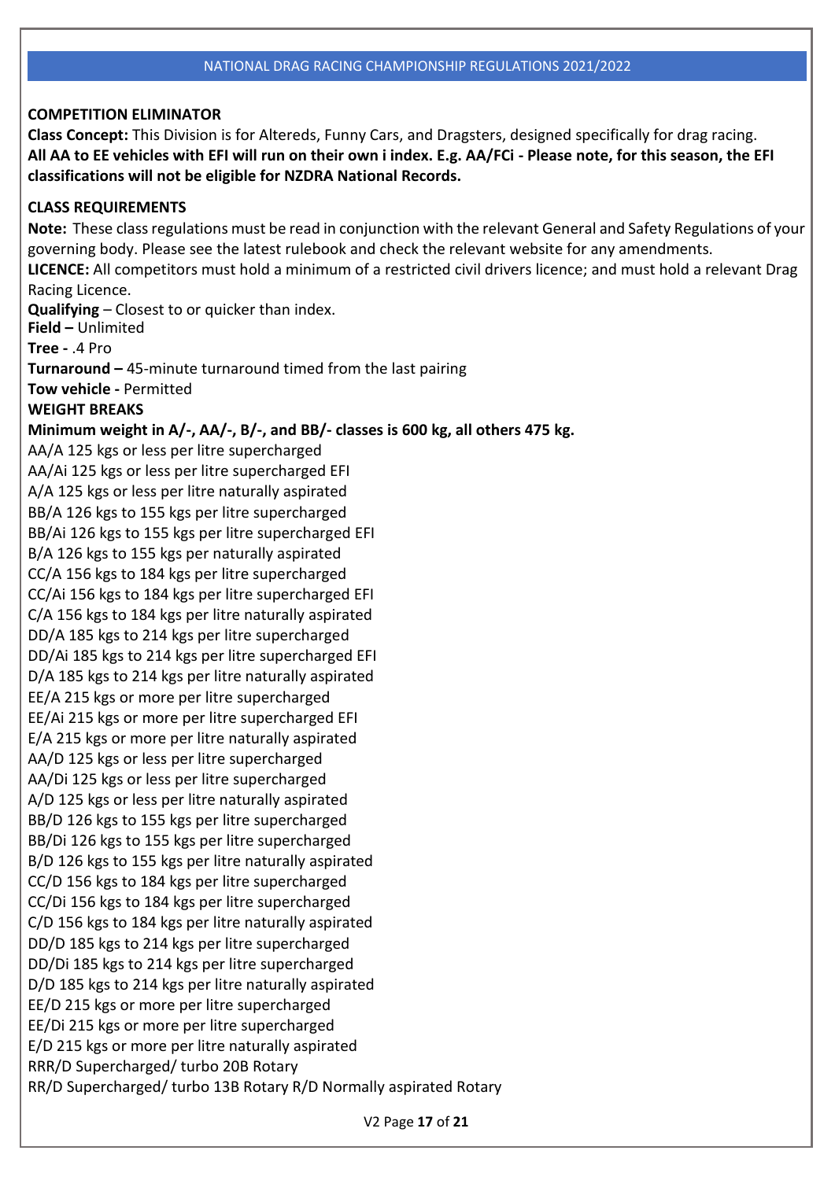## COMPETITION ELIMINATOR

**Class Concept:** This Division is for Altereds, Funny Cars, and Dragsters, designed specifically for drag racing. **All AA to EE vehicles with EFI will run on their own i index. E.g. AA/FCi - Please note, for this season, the EFI classifications will not be eligible for NZDRA National Records.**

### CLASS REQUIREMENTS

**Note:** These class regulations must be read in conjunction with the relevant General and Safety Regulations of your governing body. Please see the latest rulebook and check the relevant website for any amendments.

**LICENCE:** All competitors must hold a minimum of a restricted civil drivers licence; and must hold a relevant Drag Racing Licence.

**Qualifying** – Closest to or quicker than index.

**Field –** Unlimited

**Tree -** .4 Pro

**Turnaround –** 45-minute turnaround timed from the last pairing

**Tow vehicle -** Permitted

**WEIGHT BREAKS**

**Minimum weight in A/-, AA/-, B/-, and BB/- classes is 600 kg, all others 475 kg.**

AA/A 125 kgs or less per litre supercharged
AA/Ai 125 kgs or less per litre supercharged EFI
A/A 125 kgs or less per litre naturally aspirated
BB/A 126 kgs to 155 kgs per litre supercharged
BB/Ai 126 kgs to 155 kgs per litre supercharged EFI
B/A 126 kgs to 155 kgs per naturally aspirated
CC/A 156 kgs to 184 kgs per litre supercharged
CC/Ai 156 kgs to 184 kgs per litre supercharged EFI
C/A 156 kgs to 184 kgs per litre naturally aspirated
DD/A 185 kgs to 214 kgs per litre supercharged
DD/Ai 185 kgs to 214 kgs per litre supercharged EFI
D/A 185 kgs to 214 kgs per litre naturally aspirated
EE/A 215 kgs or more per litre supercharged
EE/Ai 215 kgs or more per litre supercharged EFI
E/A 215 kgs or more per litre naturally aspirated
AA/D 125 kgs or less per litre supercharged
AA/Di 125 kgs or less per litre supercharged
A/D 125 kgs or less per litre naturally aspirated
BB/D 126 kgs to 155 kgs per litre supercharged
BB/Di 126 kgs to 155 kgs per litre supercharged
B/D 126 kgs to 155 kgs per litre naturally aspirated
CC/D 156 kgs to 184 kgs per litre supercharged
CC/Di 156 kgs to 184 kgs per litre supercharged
C/D 156 kgs to 184 kgs per litre naturally aspirated
DD/D 185 kgs to 214 kgs per litre supercharged
DD/Di 185 kgs to 214 kgs per litre supercharged
D/D 185 kgs to 214 kgs per litre naturally aspirated
EE/D 215 kgs or more per litre supercharged
EE/Di 215 kgs or more per litre supercharged
E/D 215 kgs or more per litre naturally aspirated
RRR/D Supercharged/ turbo 20B Rotary
RR/D Supercharged/ turbo 13B Rotary R/D Normally aspirated Rotary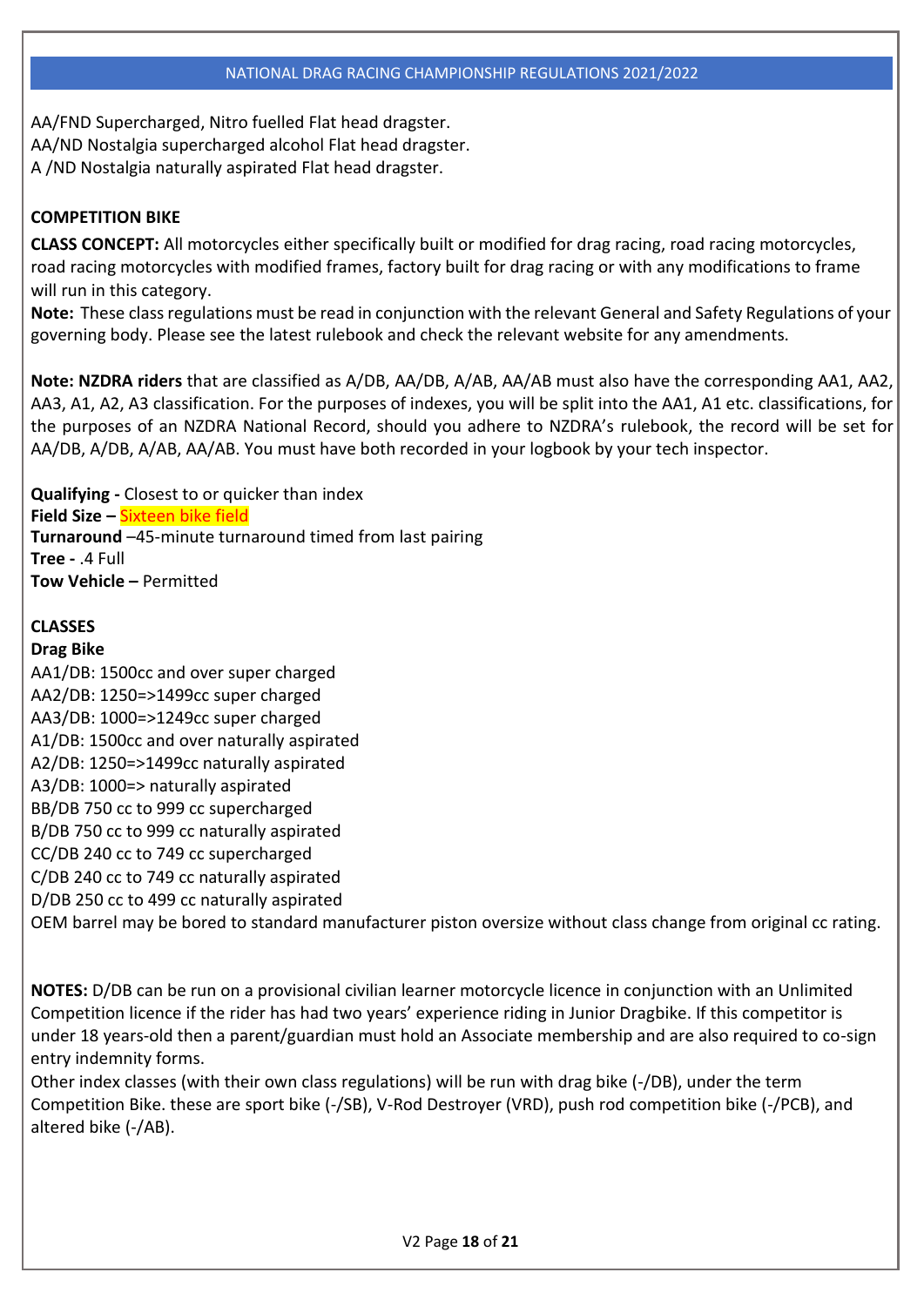AA/FND Supercharged, Nitro fuelled Flat head dragster.
AA/ND Nostalgia supercharged alcohol Flat head dragster.
A /ND Nostalgia naturally aspirated Flat head dragster.

## COMPETITION BIKE

**CLASS CONCEPT:** All motorcycles either specifically built or modified for drag racing, road racing motorcycles, road racing motorcycles with modified frames, factory built for drag racing or with any modifications to frame will run in this category.

**Note:** These class regulations must be read in conjunction with the relevant General and Safety Regulations of your governing body. Please see the latest rulebook and check the relevant website for any amendments.

**Note: NZDRA riders** that are classified as A/DB, AA/DB, A/AB, AA/AB must also have the corresponding AA1, AA2, AA3, A1, A2, A3 classification. For the purposes of indexes, you will be split into the AA1, A1 etc. classifications, for the purposes of an NZDRA National Record, should you adhere to NZDRA's rulebook, the record will be set for AA/DB, A/DB, A/AB, AA/AB. You must have both recorded in your logbook by your tech inspector.

**Qualifying -** Closest to or quicker than index
**Field Size –** Sixteen bike field
**Turnaround** –45-minute turnaround timed from last pairing
**Tree -** .4 Full
**Tow Vehicle –** Permitted

## CLASSES

**Drag Bike**

AA1/DB: 1500cc and over super charged
AA2/DB: 1250=>1499cc super charged
AA3/DB: 1000=>1249cc super charged
A1/DB: 1500cc and over naturally aspirated
A2/DB: 1250=>1499cc naturally aspirated
A3/DB: 1000=> naturally aspirated
BB/DB 750 cc to 999 cc supercharged
B/DB 750 cc to 999 cc naturally aspirated
CC/DB 240 cc to 749 cc supercharged
C/DB 240 cc to 749 cc naturally aspirated
D/DB 250 cc to 499 cc naturally aspirated
OEM barrel may be bored to standard manufacturer piston oversize without class change from original cc rating.

**NOTES:** D/DB can be run on a provisional civilian learner motorcycle licence in conjunction with an Unlimited Competition licence if the rider has had two years' experience riding in Junior Dragbike. If this competitor is under 18 years-old then a parent/guardian must hold an Associate membership and are also required to co-sign entry indemnity forms.

Other index classes (with their own class regulations) will be run with drag bike (-/DB), under the term Competition Bike. these are sport bike (-/SB), V-Rod Destroyer (VRD), push rod competition bike (-/PCB), and altered bike (-/AB).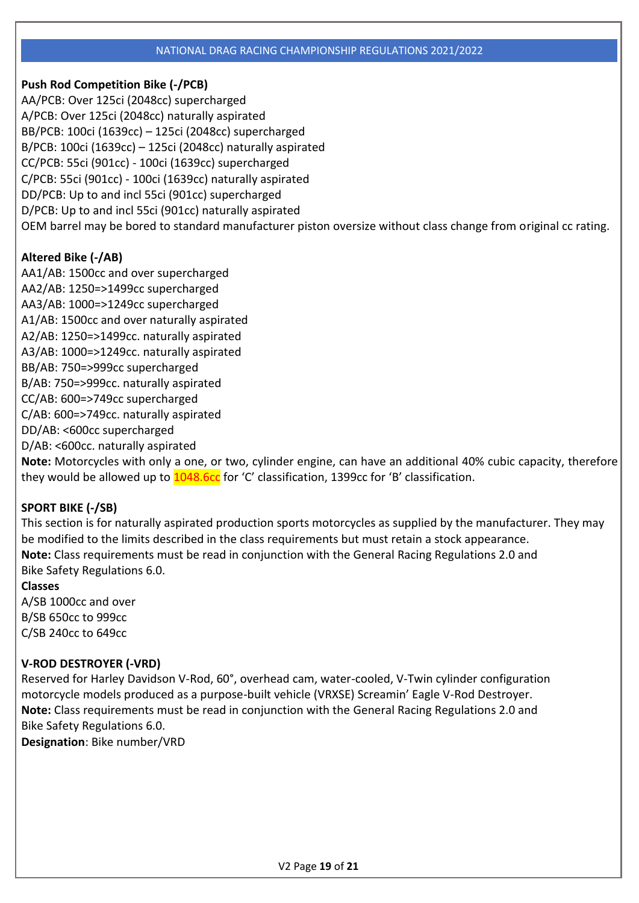**Push Rod Competition Bike (-/PCB)**

AA/PCB: Over 125ci (2048cc) supercharged
A/PCB: Over 125ci (2048cc) naturally aspirated
BB/PCB: 100ci (1639cc) – 125ci (2048cc) supercharged
B/PCB: 100ci (1639cc) – 125ci (2048cc) naturally aspirated
CC/PCB: 55ci (901cc) - 100ci (1639cc) supercharged
C/PCB: 55ci (901cc) - 100ci (1639cc) naturally aspirated
DD/PCB: Up to and incl 55ci (901cc) supercharged
D/PCB: Up to and incl 55ci (901cc) naturally aspirated
OEM barrel may be bored to standard manufacturer piston oversize without class change from original cc rating.

**Altered Bike (-/AB)**

AA1/AB: 1500cc and over supercharged
AA2/AB: 1250=>1499cc supercharged
AA3/AB: 1000=>1249cc supercharged
A1/AB: 1500cc and over naturally aspirated
A2/AB: 1250=>1499cc. naturally aspirated
A3/AB: 1000=>1249cc. naturally aspirated
BB/AB: 750=>999cc supercharged
B/AB: 750=>999cc. naturally aspirated
CC/AB: 600=>749cc supercharged
C/AB: 600=>749cc. naturally aspirated
DD/AB: <600cc supercharged
D/AB: <600cc. naturally aspirated
**Note:** Motorcycles with only a one, or two, cylinder engine, can have an additional 40% cubic capacity, therefore they would be allowed up to 1048.6cc for 'C' classification, 1399cc for 'B' classification.

**SPORT BIKE (-/SB)**

This section is for naturally aspirated production sports motorcycles as supplied by the manufacturer. They may be modified to the limits described in the class requirements but must retain a stock appearance.
**Note:** Class requirements must be read in conjunction with the General Racing Regulations 2.0 and Bike Safety Regulations 6.0.

**Classes**

A/SB 1000cc and over
B/SB 650cc to 999cc
C/SB 240cc to 649cc

**V-ROD DESTROYER (-VRD)**

Reserved for Harley Davidson V-Rod, 60°, overhead cam, water-cooled, V-Twin cylinder configuration motorcycle models produced as a purpose-built vehicle (VRXSE) Screamin' Eagle V-Rod Destroyer.
**Note:** Class requirements must be read in conjunction with the General Racing Regulations 2.0 and Bike Safety Regulations 6.0.
**Designation**: Bike number/VRD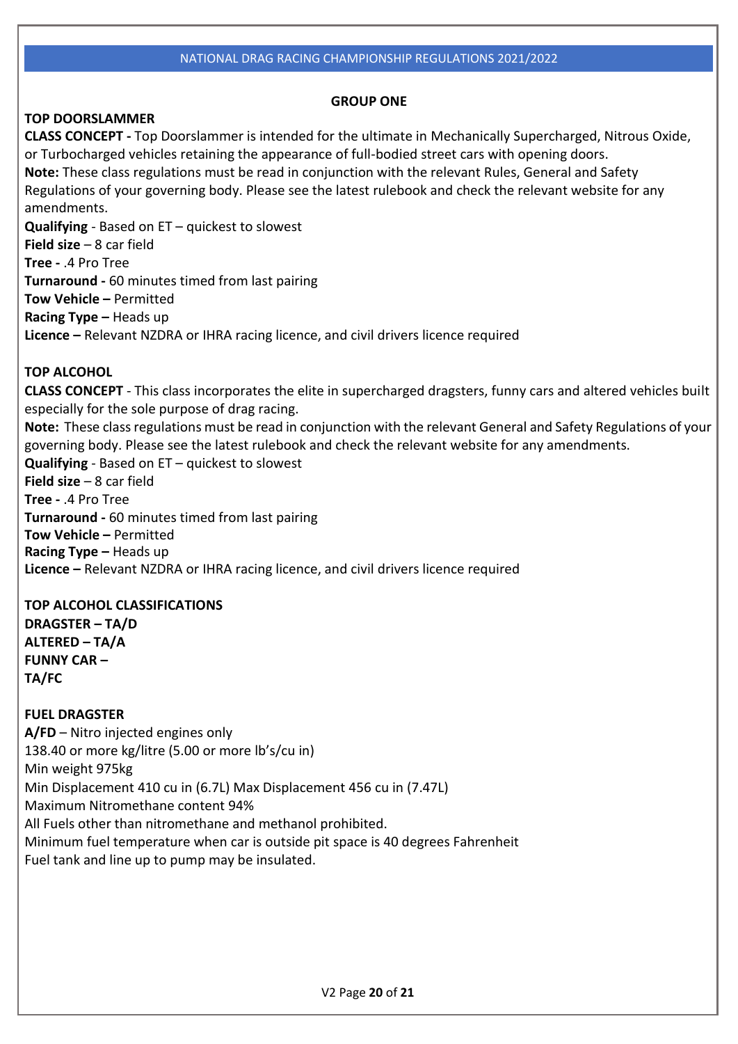## GROUP ONE

### TOP DOORSLAMMER

**CLASS CONCEPT -** Top Doorslammer is intended for the ultimate in Mechanically Supercharged, Nitrous Oxide, or Turbocharged vehicles retaining the appearance of full-bodied street cars with opening doors.

**Note:** These class regulations must be read in conjunction with the relevant Rules, General and Safety Regulations of your governing body. Please see the latest rulebook and check the relevant website for any amendments.

**Qualifying** - Based on ET – quickest to slowest
**Field size** – 8 car field
**Tree -** .4 Pro Tree
**Turnaround -** 60 minutes timed from last pairing
**Tow Vehicle –** Permitted
**Racing Type –** Heads up
**Licence –** Relevant NZDRA or IHRA racing licence, and civil drivers licence required

### TOP ALCOHOL

**CLASS CONCEPT** - This class incorporates the elite in supercharged dragsters, funny cars and altered vehicles built especially for the sole purpose of drag racing.

**Note:** These class regulations must be read in conjunction with the relevant General and Safety Regulations of your governing body. Please see the latest rulebook and check the relevant website for any amendments.

**Qualifying** - Based on ET – quickest to slowest
**Field size** – 8 car field
**Tree -** .4 Pro Tree
**Turnaround -** 60 minutes timed from last pairing
**Tow Vehicle –** Permitted
**Racing Type –** Heads up
**Licence –** Relevant NZDRA or IHRA racing licence, and civil drivers licence required

### TOP ALCOHOL CLASSIFICATIONS

**DRAGSTER – TA/D**
**ALTERED – TA/A**
**FUNNY CAR – TA/FC**

### FUEL DRAGSTER

**A/FD** – Nitro injected engines only
138.40 or more kg/litre (5.00 or more lb's/cu in)
Min weight 975kg
Min Displacement 410 cu in (6.7L) Max Displacement 456 cu in (7.47L)
Maximum Nitromethane content 94%
All Fuels other than nitromethane and methanol prohibited.
Minimum fuel temperature when car is outside pit space is 40 degrees Fahrenheit
Fuel tank and line up to pump may be insulated.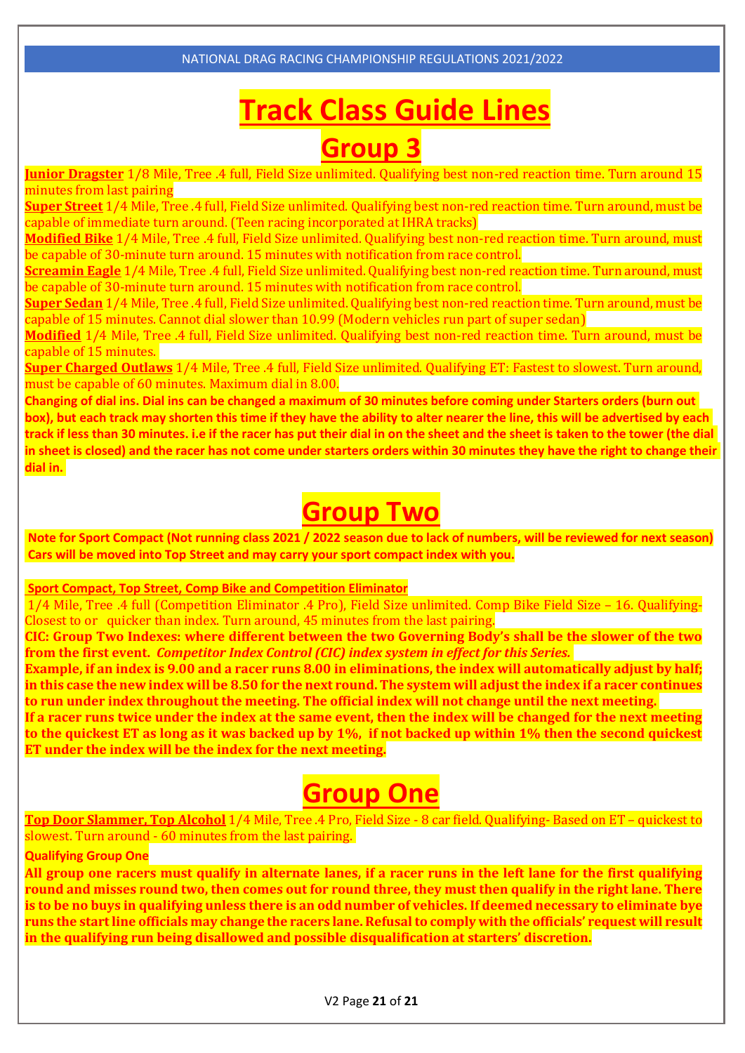# Track Class Guide Lines

## Group 3

**Junior Dragster** 1/8 Mile, Tree .4 full, Field Size unlimited. Qualifying best non-red reaction time. Turn around 15 minutes from last pairing

**Super Street** 1/4 Mile, Tree .4 full, Field Size unlimited. Qualifying best non-red reaction time. Turn around, must be capable of immediate turn around. (Teen racing incorporated at IHRA tracks)

**Modified Bike** 1/4 Mile, Tree .4 full, Field Size unlimited. Qualifying best non-red reaction time. Turn around, must be capable of 30-minute turn around. 15 minutes with notification from race control.

**Screamin Eagle** 1/4 Mile, Tree .4 full, Field Size unlimited. Qualifying best non-red reaction time. Turn around, must be capable of 30-minute turn around. 15 minutes with notification from race control.

**Super Sedan** 1/4 Mile, Tree .4 full, Field Size unlimited. Qualifying best non-red reaction time. Turn around, must be capable of 15 minutes. Cannot dial slower than 10.99 (Modern vehicles run part of super sedan)

**Modified** 1/4 Mile, Tree .4 full, Field Size unlimited. Qualifying best non-red reaction time. Turn around, must be capable of 15 minutes.

**Super Charged Outlaws** 1/4 Mile, Tree .4 full, Field Size unlimited. Qualifying ET: Fastest to slowest. Turn around, must be capable of 60 minutes. Maximum dial in 8.00.

**Changing of dial ins. Dial ins can be changed a maximum of 30 minutes before coming under Starters orders (burn out box), but each track may shorten this time if they have the ability to alter nearer the line, this will be advertised by each track if less than 30 minutes. i.e if the racer has put their dial in on the sheet and the sheet is taken to the tower (the dial in sheet is closed) and the racer has not come under starters orders within 30 minutes they have the right to change their dial in.**

## Group Two

**Note for Sport Compact (Not running class 2021 / 2022 season due to lack of numbers, will be reviewed for next season) Cars will be moved into Top Street and may carry your sport compact index with you.**

**Sport Compact, Top Street, Comp Bike and Competition Eliminator**

1/4 Mile, Tree .4 full (Competition Eliminator .4 Pro), Field Size unlimited. Comp Bike Field Size – 16. Qualifying- Closest to or quicker than index. Turn around, 45 minutes from the last pairing.

**CIC: Group Two Indexes: where different between the two Governing Body's shall be the slower of the two from the first event. *Competitor Index Control (CIC) index system in effect for this Series.***

**Example, if an index is 9.00 and a racer runs 8.00 in eliminations, the index will automatically adjust by half; in this case the new index will be 8.50 for the next round. The system will adjust the index if a racer continues to run under index throughout the meeting. The official index will not change until the next meeting.**

**If a racer runs twice under the index at the same event, then the index will be changed for the next meeting to the quickest ET as long as it was backed up by 1%, if not backed up within 1% then the second quickest ET under the index will be the index for the next meeting.**

## Group One

**Top Door Slammer, Top Alcohol** 1/4 Mile, Tree .4 Pro, Field Size - 8 car field. Qualifying- Based on ET – quickest to slowest. Turn around - 60 minutes from the last pairing.

**Qualifying Group One**

**All group one racers must qualify in alternate lanes, if a racer runs in the left lane for the first qualifying round and misses round two, then comes out for round three, they must then qualify in the right lane. There is to be no buys in qualifying unless there is an odd number of vehicles. If deemed necessary to eliminate bye runs the start line officials may change the racers lane. Refusal to comply with the officials' request will result in the qualifying run being disallowed and possible disqualification at starters' discretion.**